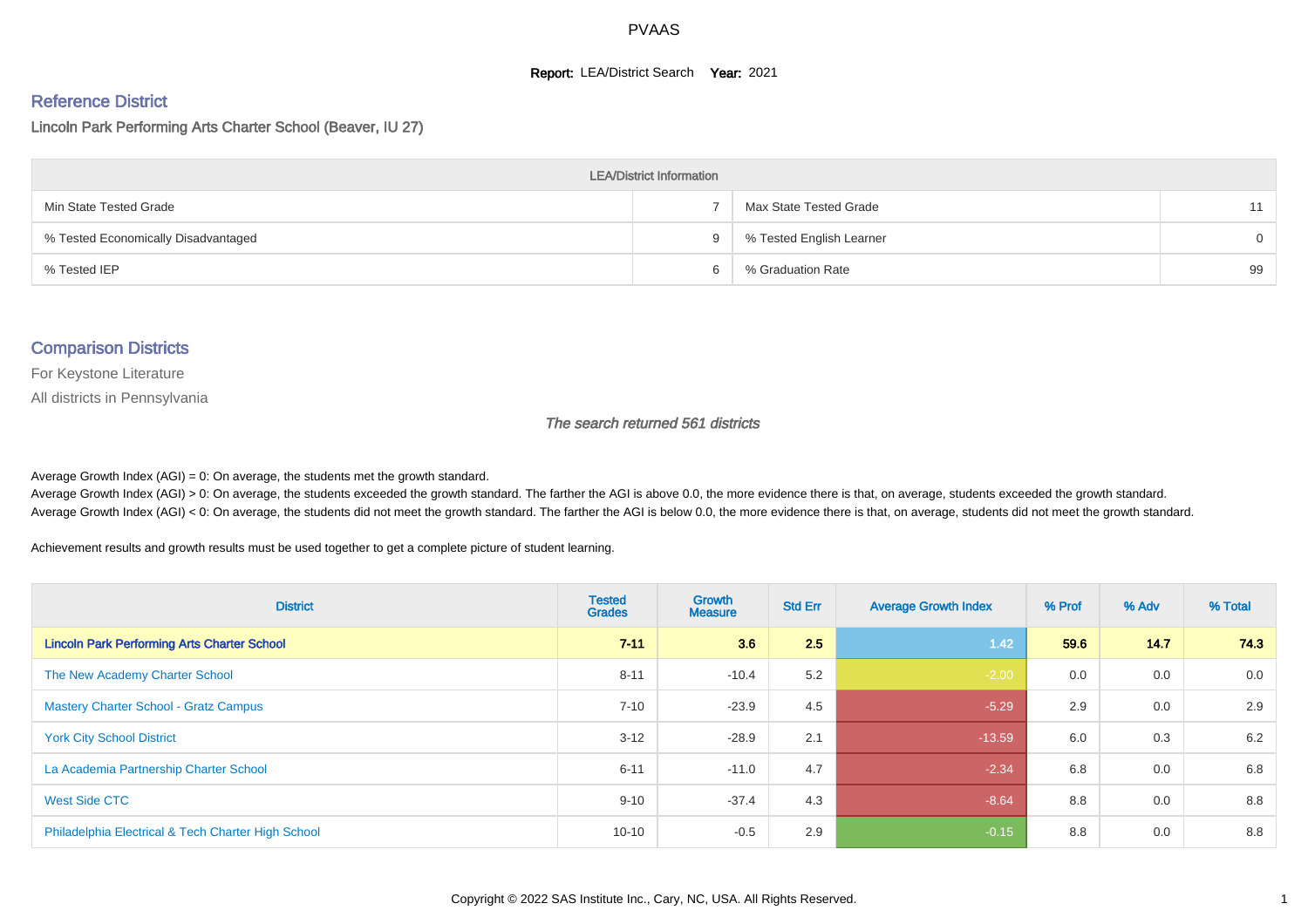# PVAAS

**Report:** LEA/District Search **Year:** 2021

## Reference District

Lincoln Park Performing Arts Charter School (Beaver, IU 27)

| LEA/District Information | | | |
|---|---|---|---|
| Min State Tested Grade | 7 | Max State Tested Grade | 11 |
| % Tested Economically Disadvantaged | 9 | % Tested English Learner | 0 |
| % Tested IEP | 6 | % Graduation Rate | 99 |

## Comparison Districts

For Keystone Literature

All districts in Pennsylvania

*The search returned 561 districts*

Average Growth Index (AGI) = 0: On average, the students met the growth standard.
Average Growth Index (AGI) > 0: On average, the students exceeded the growth standard. The farther the AGI is above 0.0, the more evidence there is that, on average, students exceeded the growth standard.
Average Growth Index (AGI) < 0: On average, the students did not meet the growth standard. The farther the AGI is below 0.0, the more evidence there is that, on average, students did not meet the growth standard.

Achievement results and growth results must be used together to get a complete picture of student learning.

| District | Tested Grades | Growth Measure | Std Err | Average Growth Index | % Prof | % Adv | % Total |
|---|---|---|---|---|---|---|---|
| **Lincoln Park Performing Arts Charter School** | **7-11** | **3.6** | **2.5** | **1.42** | **59.6** | **14.7** | **74.3** |
| The New Academy Charter School | 8-11 | -10.4 | 5.2 | -2.00 | 0.0 | 0.0 | 0.0 |
| Mastery Charter School - Gratz Campus | 7-10 | -23.9 | 4.5 | -5.29 | 2.9 | 0.0 | 2.9 |
| York City School District | 3-12 | -28.9 | 2.1 | -13.59 | 6.0 | 0.3 | 6.2 |
| La Academia Partnership Charter School | 6-11 | -11.0 | 4.7 | -2.34 | 6.8 | 0.0 | 6.8 |
| West Side CTC | 9-10 | -37.4 | 4.3 | -8.64 | 8.8 | 0.0 | 8.8 |
| Philadelphia Electrical & Tech Charter High School | 10-10 | -0.5 | 2.9 | -0.15 | 8.8 | 0.0 | 8.8 |

Copyright © 2022 SAS Institute Inc., Cary, NC, USA. All Rights Reserved.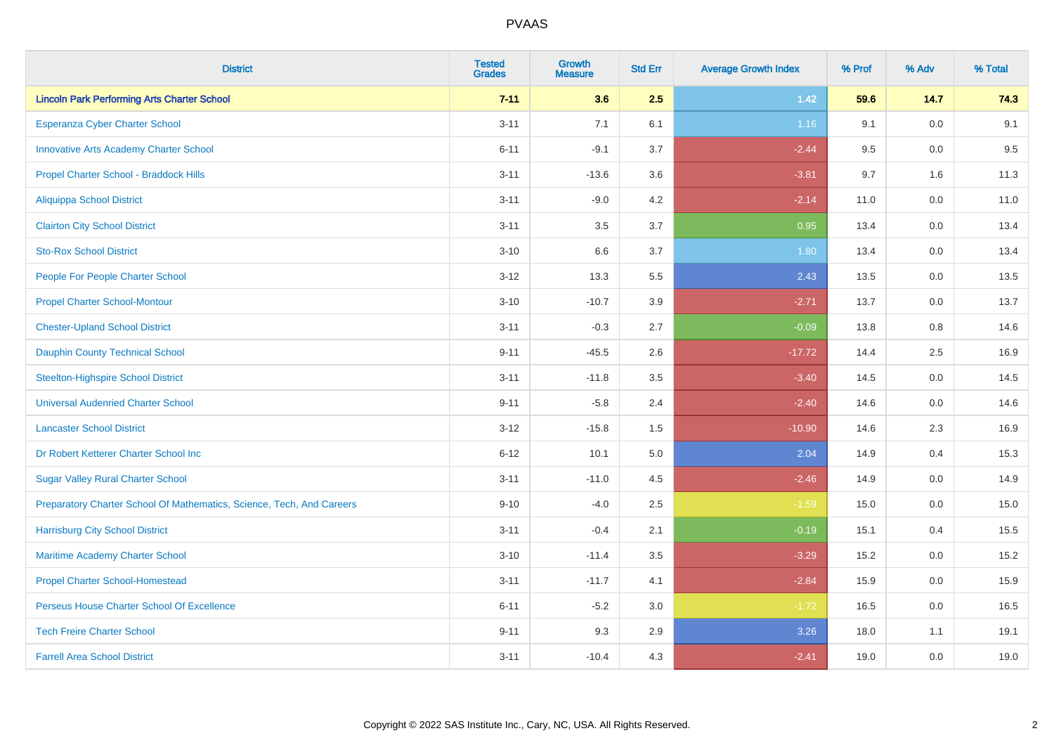| District | Tested Grades | Growth Measure | Std Err | Average Growth Index | % Prof | % Adv | % Total |
|---|---|---|---|---|---|---|---|
| **Lincoln Park Performing Arts Charter School** | **7-11** | **3.6** | **2.5** | **1.42** | **59.6** | **14.7** | **74.3** |
| Esperanza Cyber Charter School | 3-11 | 7.1 | 6.1 | 1.16 | 9.1 | 0.0 | 9.1 |
| Innovative Arts Academy Charter School | 6-11 | -9.1 | 3.7 | -2.44 | 9.5 | 0.0 | 9.5 |
| Propel Charter School - Braddock Hills | 3-11 | -13.6 | 3.6 | -3.81 | 9.7 | 1.6 | 11.3 |
| Aliquippa School District | 3-11 | -9.0 | 4.2 | -2.14 | 11.0 | 0.0 | 11.0 |
| Clairton City School District | 3-11 | 3.5 | 3.7 | 0.95 | 13.4 | 0.0 | 13.4 |
| Sto-Rox School District | 3-10 | 6.6 | 3.7 | 1.80 | 13.4 | 0.0 | 13.4 |
| People For People Charter School | 3-12 | 13.3 | 5.5 | 2.43 | 13.5 | 0.0 | 13.5 |
| Propel Charter School-Montour | 3-10 | -10.7 | 3.9 | -2.71 | 13.7 | 0.0 | 13.7 |
| Chester-Upland School District | 3-11 | -0.3 | 2.7 | -0.09 | 13.8 | 0.8 | 14.6 |
| Dauphin County Technical School | 9-11 | -45.5 | 2.6 | -17.72 | 14.4 | 2.5 | 16.9 |
| Steelton-Highspire School District | 3-11 | -11.8 | 3.5 | -3.40 | 14.5 | 0.0 | 14.5 |
| Universal Audenried Charter School | 9-11 | -5.8 | 2.4 | -2.40 | 14.6 | 0.0 | 14.6 |
| Lancaster School District | 3-12 | -15.8 | 1.5 | -10.90 | 14.6 | 2.3 | 16.9 |
| Dr Robert Ketterer Charter School Inc | 6-12 | 10.1 | 5.0 | 2.04 | 14.9 | 0.4 | 15.3 |
| Sugar Valley Rural Charter School | 3-11 | -11.0 | 4.5 | -2.46 | 14.9 | 0.0 | 14.9 |
| Preparatory Charter School Of Mathematics, Science, Tech, And Careers | 9-10 | -4.0 | 2.5 | -1.59 | 15.0 | 0.0 | 15.0 |
| Harrisburg City School District | 3-11 | -0.4 | 2.1 | -0.19 | 15.1 | 0.4 | 15.5 |
| Maritime Academy Charter School | 3-10 | -11.4 | 3.5 | -3.29 | 15.2 | 0.0 | 15.2 |
| Propel Charter School-Homestead | 3-11 | -11.7 | 4.1 | -2.84 | 15.9 | 0.0 | 15.9 |
| Perseus House Charter School Of Excellence | 6-11 | -5.2 | 3.0 | -1.72 | 16.5 | 0.0 | 16.5 |
| Tech Freire Charter School | 9-11 | 9.3 | 2.9 | 3.26 | 18.0 | 1.1 | 19.1 |
| Farrell Area School District | 3-11 | -10.4 | 4.3 | -2.41 | 19.0 | 0.0 | 19.0 |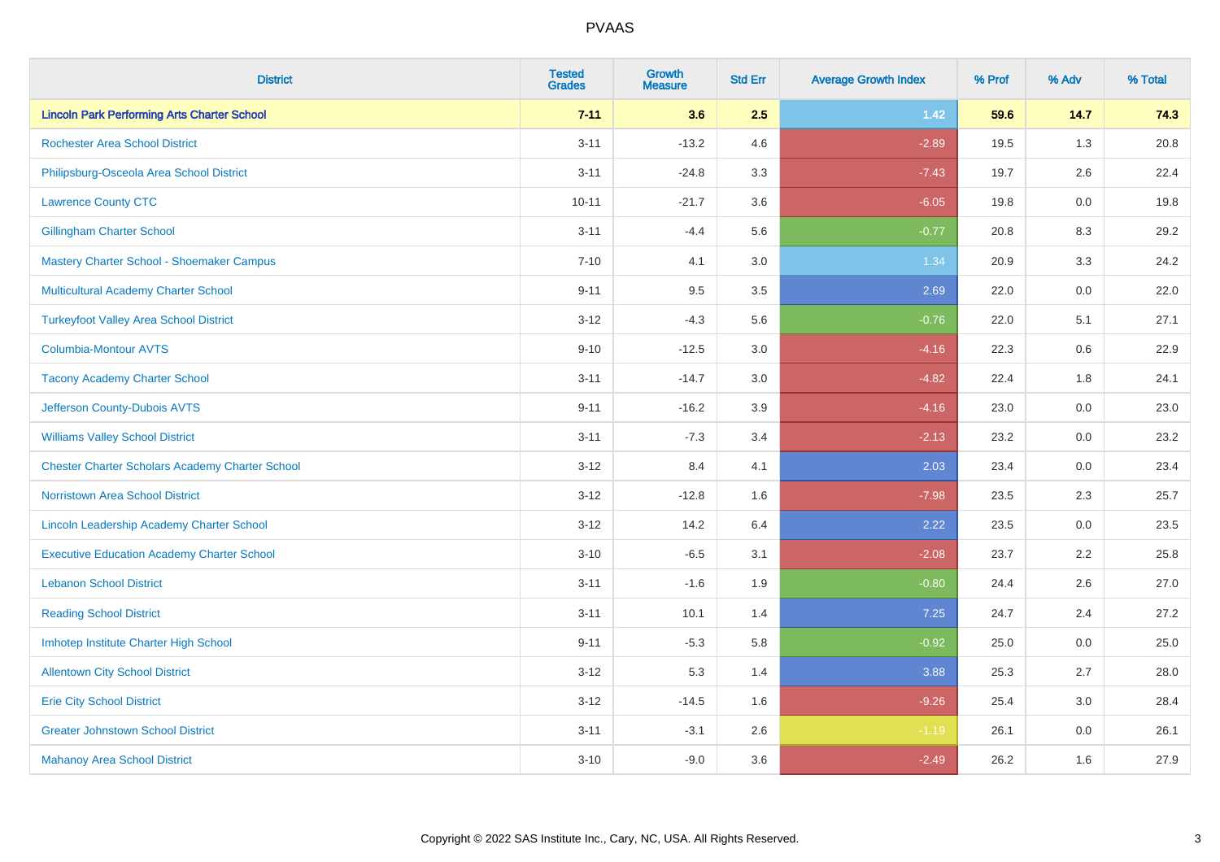# PVAAS

| District | Tested Grades | Growth Measure | Std Err | Average Growth Index | % Prof | % Adv | % Total |
|---|---|---|---|---|---|---|---|
| **Lincoln Park Performing Arts Charter School** | **7-11** | **3.6** | **2.5** | **1.42** | **59.6** | **14.7** | **74.3** |
| Rochester Area School District | 3-11 | -13.2 | 4.6 | -2.89 | 19.5 | 1.3 | 20.8 |
| Philipsburg-Osceola Area School District | 3-11 | -24.8 | 3.3 | -7.43 | 19.7 | 2.6 | 22.4 |
| Lawrence County CTC | 10-11 | -21.7 | 3.6 | -6.05 | 19.8 | 0.0 | 19.8 |
| Gillingham Charter School | 3-11 | -4.4 | 5.6 | -0.77 | 20.8 | 8.3 | 29.2 |
| Mastery Charter School - Shoemaker Campus | 7-10 | 4.1 | 3.0 | 1.34 | 20.9 | 3.3 | 24.2 |
| Multicultural Academy Charter School | 9-11 | 9.5 | 3.5 | 2.69 | 22.0 | 0.0 | 22.0 |
| Turkeyfoot Valley Area School District | 3-12 | -4.3 | 5.6 | -0.76 | 22.0 | 5.1 | 27.1 |
| Columbia-Montour AVTS | 9-10 | -12.5 | 3.0 | -4.16 | 22.3 | 0.6 | 22.9 |
| Tacony Academy Charter School | 3-11 | -14.7 | 3.0 | -4.82 | 22.4 | 1.8 | 24.1 |
| Jefferson County-Dubois AVTS | 9-11 | -16.2 | 3.9 | -4.16 | 23.0 | 0.0 | 23.0 |
| Williams Valley School District | 3-11 | -7.3 | 3.4 | -2.13 | 23.2 | 0.0 | 23.2 |
| Chester Charter Scholars Academy Charter School | 3-12 | 8.4 | 4.1 | 2.03 | 23.4 | 0.0 | 23.4 |
| Norristown Area School District | 3-12 | -12.8 | 1.6 | -7.98 | 23.5 | 2.3 | 25.7 |
| Lincoln Leadership Academy Charter School | 3-12 | 14.2 | 6.4 | 2.22 | 23.5 | 0.0 | 23.5 |
| Executive Education Academy Charter School | 3-10 | -6.5 | 3.1 | -2.08 | 23.7 | 2.2 | 25.8 |
| Lebanon School District | 3-11 | -1.6 | 1.9 | -0.80 | 24.4 | 2.6 | 27.0 |
| Reading School District | 3-11 | 10.1 | 1.4 | 7.25 | 24.7 | 2.4 | 27.2 |
| Imhotep Institute Charter High School | 9-11 | -5.3 | 5.8 | -0.92 | 25.0 | 0.0 | 25.0 |
| Allentown City School District | 3-12 | 5.3 | 1.4 | 3.88 | 25.3 | 2.7 | 28.0 |
| Erie City School District | 3-12 | -14.5 | 1.6 | -9.26 | 25.4 | 3.0 | 28.4 |
| Greater Johnstown School District | 3-11 | -3.1 | 2.6 | -1.19 | 26.1 | 0.0 | 26.1 |
| Mahanoy Area School District | 3-10 | -9.0 | 3.6 | -2.49 | 26.2 | 1.6 | 27.9 |

Copyright © 2022 SAS Institute Inc., Cary, NC, USA. All Rights Reserved.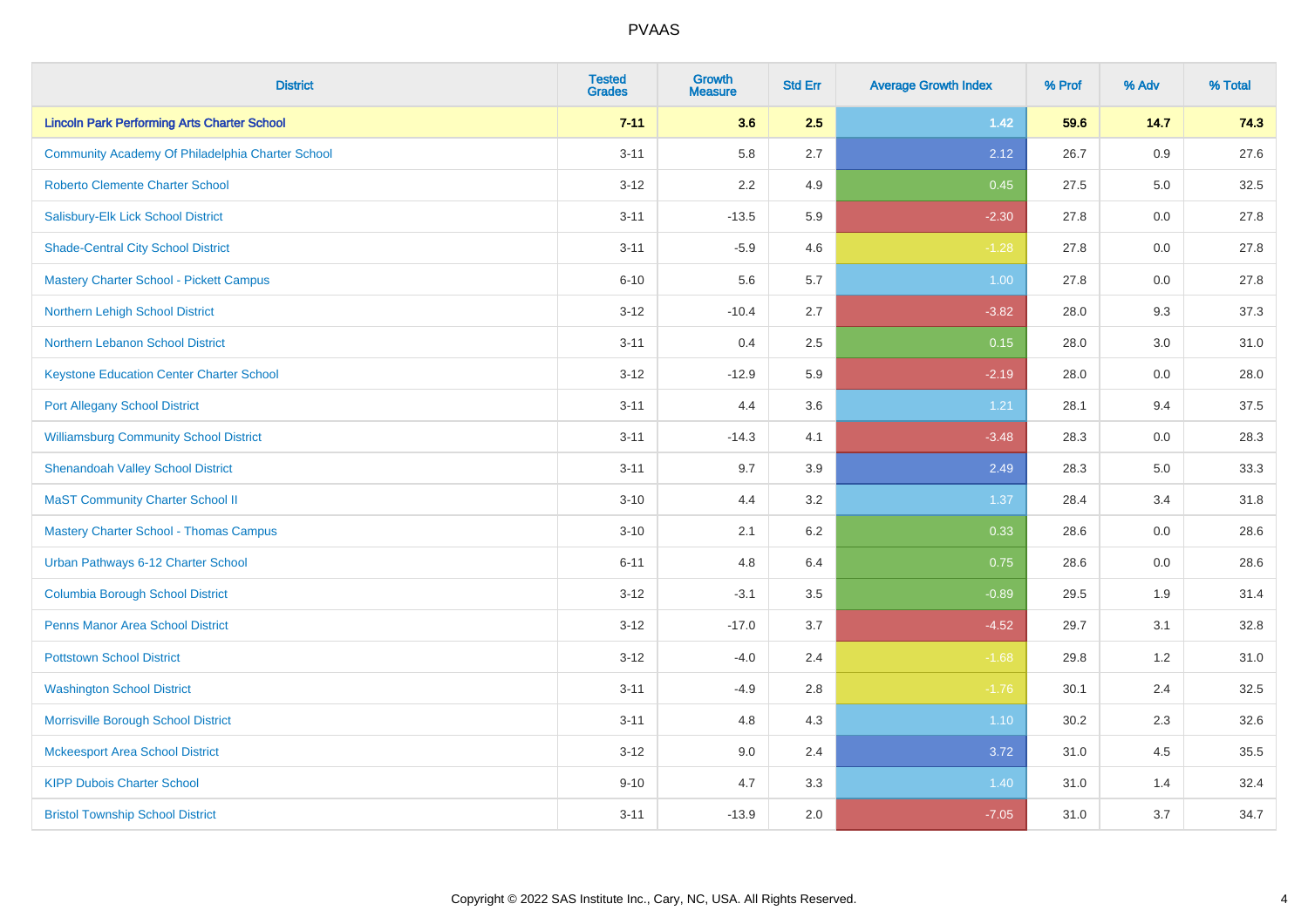| District | Tested Grades | Growth Measure | Std Err | Average Growth Index | % Prof | % Adv | % Total |
|---|---|---|---|---|---|---|---|
| **Lincoln Park Performing Arts Charter School** | **7-11** | **3.6** | **2.5** | **1.42** | **59.6** | **14.7** | **74.3** |
| Community Academy Of Philadelphia Charter School | 3-11 | 5.8 | 2.7 | 2.12 | 26.7 | 0.9 | 27.6 |
| Roberto Clemente Charter School | 3-12 | 2.2 | 4.9 | 0.45 | 27.5 | 5.0 | 32.5 |
| Salisbury-Elk Lick School District | 3-11 | -13.5 | 5.9 | -2.30 | 27.8 | 0.0 | 27.8 |
| Shade-Central City School District | 3-11 | -5.9 | 4.6 | -1.28 | 27.8 | 0.0 | 27.8 |
| Mastery Charter School - Pickett Campus | 6-10 | 5.6 | 5.7 | 1.00 | 27.8 | 0.0 | 27.8 |
| Northern Lehigh School District | 3-12 | -10.4 | 2.7 | -3.82 | 28.0 | 9.3 | 37.3 |
| Northern Lebanon School District | 3-11 | 0.4 | 2.5 | 0.15 | 28.0 | 3.0 | 31.0 |
| Keystone Education Center Charter School | 3-12 | -12.9 | 5.9 | -2.19 | 28.0 | 0.0 | 28.0 |
| Port Allegany School District | 3-11 | 4.4 | 3.6 | 1.21 | 28.1 | 9.4 | 37.5 |
| Williamsburg Community School District | 3-11 | -14.3 | 4.1 | -3.48 | 28.3 | 0.0 | 28.3 |
| Shenandoah Valley School District | 3-11 | 9.7 | 3.9 | 2.49 | 28.3 | 5.0 | 33.3 |
| MaST Community Charter School II | 3-10 | 4.4 | 3.2 | 1.37 | 28.4 | 3.4 | 31.8 |
| Mastery Charter School - Thomas Campus | 3-10 | 2.1 | 6.2 | 0.33 | 28.6 | 0.0 | 28.6 |
| Urban Pathways 6-12 Charter School | 6-11 | 4.8 | 6.4 | 0.75 | 28.6 | 0.0 | 28.6 |
| Columbia Borough School District | 3-12 | -3.1 | 3.5 | -0.89 | 29.5 | 1.9 | 31.4 |
| Penns Manor Area School District | 3-12 | -17.0 | 3.7 | -4.52 | 29.7 | 3.1 | 32.8 |
| Pottstown School District | 3-12 | -4.0 | 2.4 | -1.68 | 29.8 | 1.2 | 31.0 |
| Washington School District | 3-11 | -4.9 | 2.8 | -1.76 | 30.1 | 2.4 | 32.5 |
| Morrisville Borough School District | 3-11 | 4.8 | 4.3 | 1.10 | 30.2 | 2.3 | 32.6 |
| Mckeesport Area School District | 3-12 | 9.0 | 2.4 | 3.72 | 31.0 | 4.5 | 35.5 |
| KIPP Dubois Charter School | 9-10 | 4.7 | 3.3 | 1.40 | 31.0 | 1.4 | 32.4 |
| Bristol Township School District | 3-11 | -13.9 | 2.0 | -7.05 | 31.0 | 3.7 | 34.7 |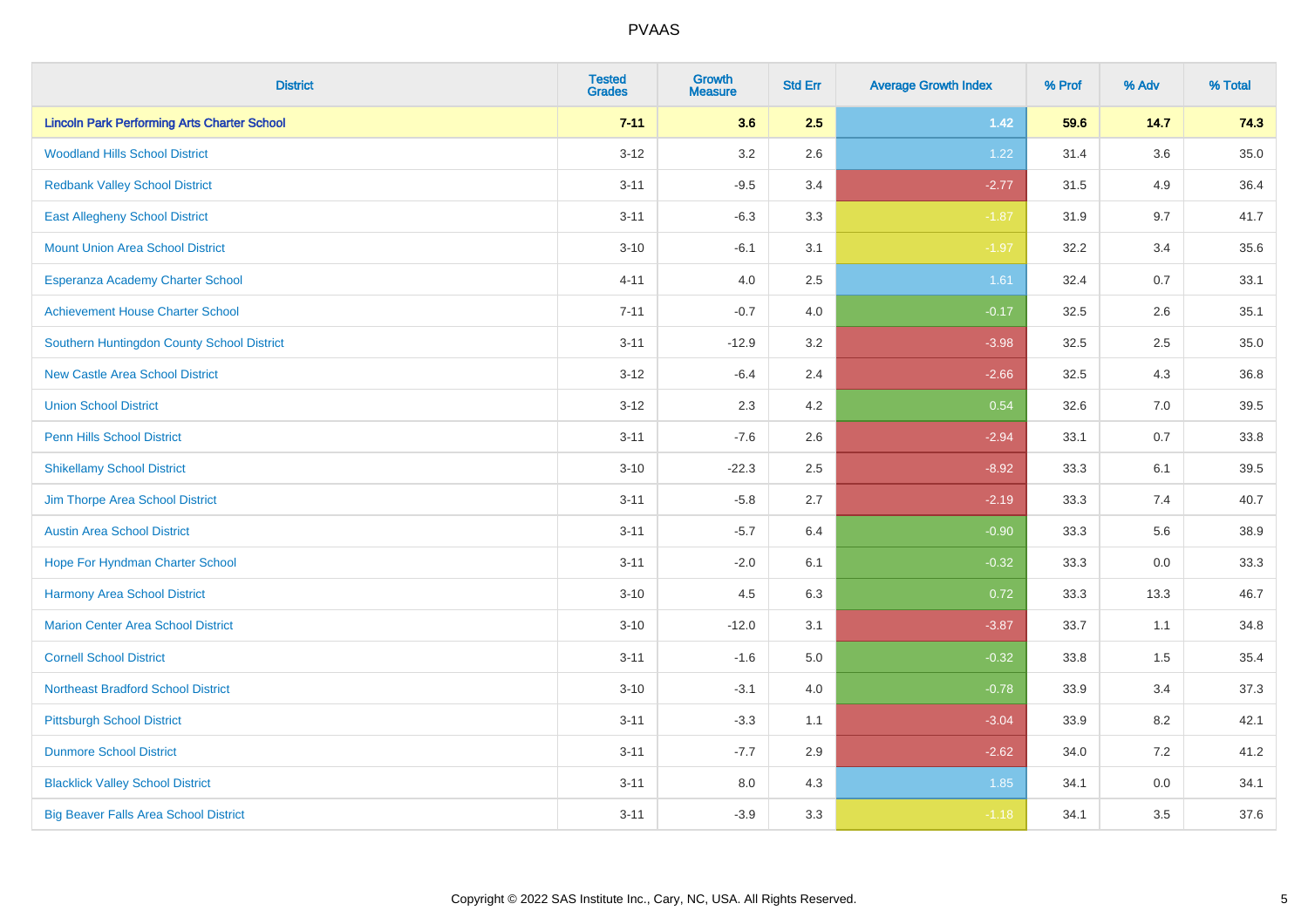# PVAAS

| District | Tested Grades | Growth Measure | Std Err | Average Growth Index | % Prof | % Adv | % Total |
|---|---|---|---|---|---|---|---|
| **Lincoln Park Performing Arts Charter School** | **7-11** | **3.6** | **2.5** | **1.42** | **59.6** | **14.7** | **74.3** |
| Woodland Hills School District | 3-12 | 3.2 | 2.6 | 1.22 | 31.4 | 3.6 | 35.0 |
| Redbank Valley School District | 3-11 | -9.5 | 3.4 | -2.77 | 31.5 | 4.9 | 36.4 |
| East Allegheny School District | 3-11 | -6.3 | 3.3 | -1.87 | 31.9 | 9.7 | 41.7 |
| Mount Union Area School District | 3-10 | -6.1 | 3.1 | -1.97 | 32.2 | 3.4 | 35.6 |
| Esperanza Academy Charter School | 4-11 | 4.0 | 2.5 | 1.61 | 32.4 | 0.7 | 33.1 |
| Achievement House Charter School | 7-11 | -0.7 | 4.0 | -0.17 | 32.5 | 2.6 | 35.1 |
| Southern Huntingdon County School District | 3-11 | -12.9 | 3.2 | -3.98 | 32.5 | 2.5 | 35.0 |
| New Castle Area School District | 3-12 | -6.4 | 2.4 | -2.66 | 32.5 | 4.3 | 36.8 |
| Union School District | 3-12 | 2.3 | 4.2 | 0.54 | 32.6 | 7.0 | 39.5 |
| Penn Hills School District | 3-11 | -7.6 | 2.6 | -2.94 | 33.1 | 0.7 | 33.8 |
| Shikellamy School District | 3-10 | -22.3 | 2.5 | -8.92 | 33.3 | 6.1 | 39.5 |
| Jim Thorpe Area School District | 3-11 | -5.8 | 2.7 | -2.19 | 33.3 | 7.4 | 40.7 |
| Austin Area School District | 3-11 | -5.7 | 6.4 | -0.90 | 33.3 | 5.6 | 38.9 |
| Hope For Hyndman Charter School | 3-11 | -2.0 | 6.1 | -0.32 | 33.3 | 0.0 | 33.3 |
| Harmony Area School District | 3-10 | 4.5 | 6.3 | 0.72 | 33.3 | 13.3 | 46.7 |
| Marion Center Area School District | 3-10 | -12.0 | 3.1 | -3.87 | 33.7 | 1.1 | 34.8 |
| Cornell School District | 3-11 | -1.6 | 5.0 | -0.32 | 33.8 | 1.5 | 35.4 |
| Northeast Bradford School District | 3-10 | -3.1 | 4.0 | -0.78 | 33.9 | 3.4 | 37.3 |
| Pittsburgh School District | 3-11 | -3.3 | 1.1 | -3.04 | 33.9 | 8.2 | 42.1 |
| Dunmore School District | 3-11 | -7.7 | 2.9 | -2.62 | 34.0 | 7.2 | 41.2 |
| Blacklick Valley School District | 3-11 | 8.0 | 4.3 | 1.85 | 34.1 | 0.0 | 34.1 |
| Big Beaver Falls Area School District | 3-11 | -3.9 | 3.3 | -1.18 | 34.1 | 3.5 | 37.6 |

Copyright © 2022 SAS Institute Inc., Cary, NC, USA. All Rights Reserved.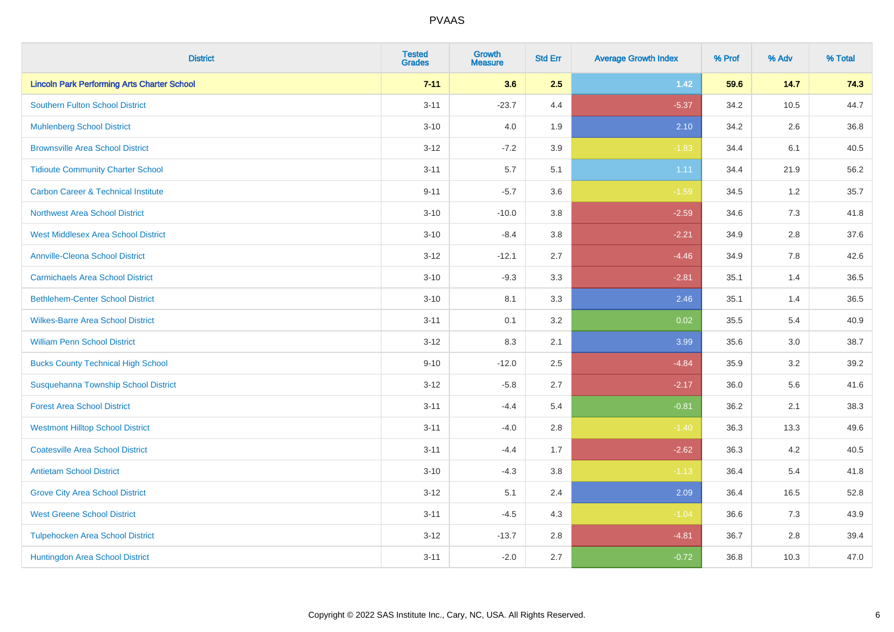# PVAAS

| District | Tested Grades | Growth Measure | Std Err | Average Growth Index | % Prof | % Adv | % Total |
|---|---|---|---|---|---|---|---|
| **Lincoln Park Performing Arts Charter School** | **7-11** | **3.6** | **2.5** | **1.42** | **59.6** | **14.7** | **74.3** |
| Southern Fulton School District | 3-11 | -23.7 | 4.4 | -5.37 | 34.2 | 10.5 | 44.7 |
| Muhlenberg School District | 3-10 | 4.0 | 1.9 | 2.10 | 34.2 | 2.6 | 36.8 |
| Brownsville Area School District | 3-12 | -7.2 | 3.9 | -1.83 | 34.4 | 6.1 | 40.5 |
| Tidioute Community Charter School | 3-11 | 5.7 | 5.1 | 1.11 | 34.4 | 21.9 | 56.2 |
| Carbon Career & Technical Institute | 9-11 | -5.7 | 3.6 | -1.59 | 34.5 | 1.2 | 35.7 |
| Northwest Area School District | 3-10 | -10.0 | 3.8 | -2.59 | 34.6 | 7.3 | 41.8 |
| West Middlesex Area School District | 3-10 | -8.4 | 3.8 | -2.21 | 34.9 | 2.8 | 37.6 |
| Annville-Cleona School District | 3-12 | -12.1 | 2.7 | -4.46 | 34.9 | 7.8 | 42.6 |
| Carmichaels Area School District | 3-10 | -9.3 | 3.3 | -2.81 | 35.1 | 1.4 | 36.5 |
| Bethlehem-Center School District | 3-10 | 8.1 | 3.3 | 2.46 | 35.1 | 1.4 | 36.5 |
| Wilkes-Barre Area School District | 3-11 | 0.1 | 3.2 | 0.02 | 35.5 | 5.4 | 40.9 |
| William Penn School District | 3-12 | 8.3 | 2.1 | 3.99 | 35.6 | 3.0 | 38.7 |
| Bucks County Technical High School | 9-10 | -12.0 | 2.5 | -4.84 | 35.9 | 3.2 | 39.2 |
| Susquehanna Township School District | 3-12 | -5.8 | 2.7 | -2.17 | 36.0 | 5.6 | 41.6 |
| Forest Area School District | 3-11 | -4.4 | 5.4 | -0.81 | 36.2 | 2.1 | 38.3 |
| Westmont Hilltop School District | 3-11 | -4.0 | 2.8 | -1.40 | 36.3 | 13.3 | 49.6 |
| Coatesville Area School District | 3-11 | -4.4 | 1.7 | -2.62 | 36.3 | 4.2 | 40.5 |
| Antietam School District | 3-10 | -4.3 | 3.8 | -1.13 | 36.4 | 5.4 | 41.8 |
| Grove City Area School District | 3-12 | 5.1 | 2.4 | 2.09 | 36.4 | 16.5 | 52.8 |
| West Greene School District | 3-11 | -4.5 | 4.3 | -1.04 | 36.6 | 7.3 | 43.9 |
| Tulpehocken Area School District | 3-12 | -13.7 | 2.8 | -4.81 | 36.7 | 2.8 | 39.4 |
| Huntingdon Area School District | 3-11 | -2.0 | 2.7 | -0.72 | 36.8 | 10.3 | 47.0 |

Copyright © 2022 SAS Institute Inc., Cary, NC, USA. All Rights Reserved.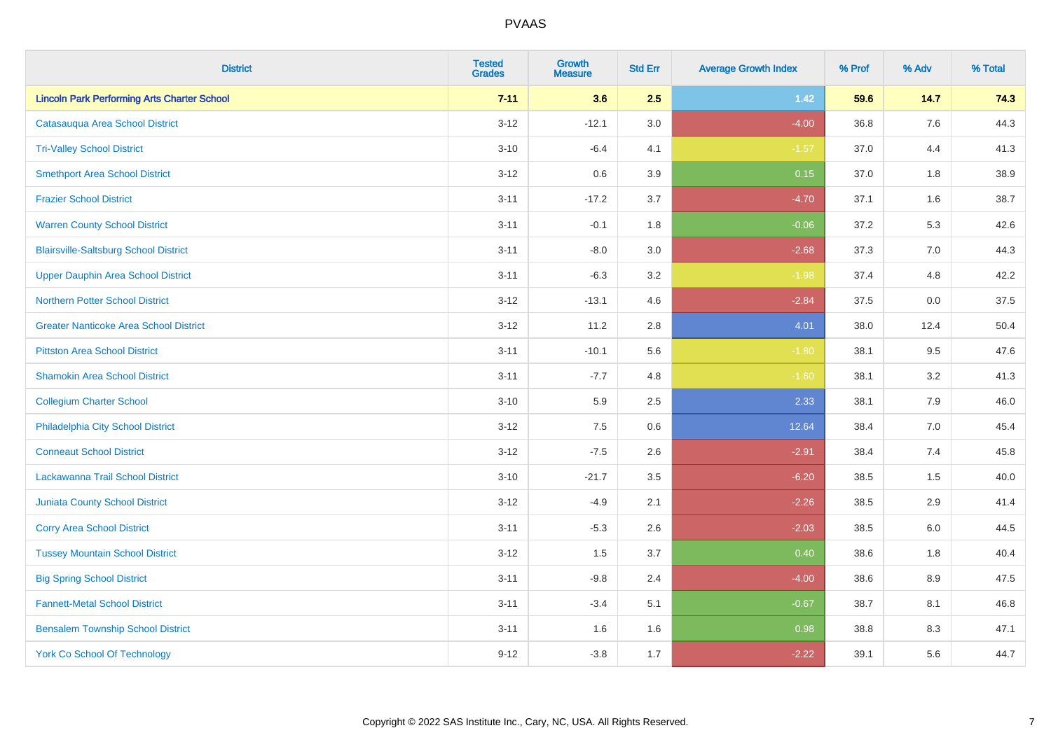# PVAAS

| District | Tested Grades | Growth Measure | Std Err | Average Growth Index | % Prof | % Adv | % Total |
|---|---|---|---|---|---|---|---|
| **Lincoln Park Performing Arts Charter School** | **7-11** | **3.6** | **2.5** | **1.42** | **59.6** | **14.7** | **74.3** |
| Catasauqua Area School District | 3-12 | -12.1 | 3.0 | -4.00 | 36.8 | 7.6 | 44.3 |
| Tri-Valley School District | 3-10 | -6.4 | 4.1 | -1.57 | 37.0 | 4.4 | 41.3 |
| Smethport Area School District | 3-12 | 0.6 | 3.9 | 0.15 | 37.0 | 1.8 | 38.9 |
| Frazier School District | 3-11 | -17.2 | 3.7 | -4.70 | 37.1 | 1.6 | 38.7 |
| Warren County School District | 3-11 | -0.1 | 1.8 | -0.06 | 37.2 | 5.3 | 42.6 |
| Blairsville-Saltsburg School District | 3-11 | -8.0 | 3.0 | -2.68 | 37.3 | 7.0 | 44.3 |
| Upper Dauphin Area School District | 3-11 | -6.3 | 3.2 | -1.98 | 37.4 | 4.8 | 42.2 |
| Northern Potter School District | 3-12 | -13.1 | 4.6 | -2.84 | 37.5 | 0.0 | 37.5 |
| Greater Nanticoke Area School District | 3-12 | 11.2 | 2.8 | 4.01 | 38.0 | 12.4 | 50.4 |
| Pittston Area School District | 3-11 | -10.1 | 5.6 | -1.80 | 38.1 | 9.5 | 47.6 |
| Shamokin Area School District | 3-11 | -7.7 | 4.8 | -1.60 | 38.1 | 3.2 | 41.3 |
| Collegium Charter School | 3-10 | 5.9 | 2.5 | 2.33 | 38.1 | 7.9 | 46.0 |
| Philadelphia City School District | 3-12 | 7.5 | 0.6 | 12.64 | 38.4 | 7.0 | 45.4 |
| Conneaut School District | 3-12 | -7.5 | 2.6 | -2.91 | 38.4 | 7.4 | 45.8 |
| Lackawanna Trail School District | 3-10 | -21.7 | 3.5 | -6.20 | 38.5 | 1.5 | 40.0 |
| Juniata County School District | 3-12 | -4.9 | 2.1 | -2.26 | 38.5 | 2.9 | 41.4 |
| Corry Area School District | 3-11 | -5.3 | 2.6 | -2.03 | 38.5 | 6.0 | 44.5 |
| Tussey Mountain School District | 3-12 | 1.5 | 3.7 | 0.40 | 38.6 | 1.8 | 40.4 |
| Big Spring School District | 3-11 | -9.8 | 2.4 | -4.00 | 38.6 | 8.9 | 47.5 |
| Fannett-Metal School District | 3-11 | -3.4 | 5.1 | -0.67 | 38.7 | 8.1 | 46.8 |
| Bensalem Township School District | 3-11 | 1.6 | 1.6 | 0.98 | 38.8 | 8.3 | 47.1 |
| York Co School Of Technology | 9-12 | -3.8 | 1.7 | -2.22 | 39.1 | 5.6 | 44.7 |

Copyright © 2022 SAS Institute Inc., Cary, NC, USA. All Rights Reserved.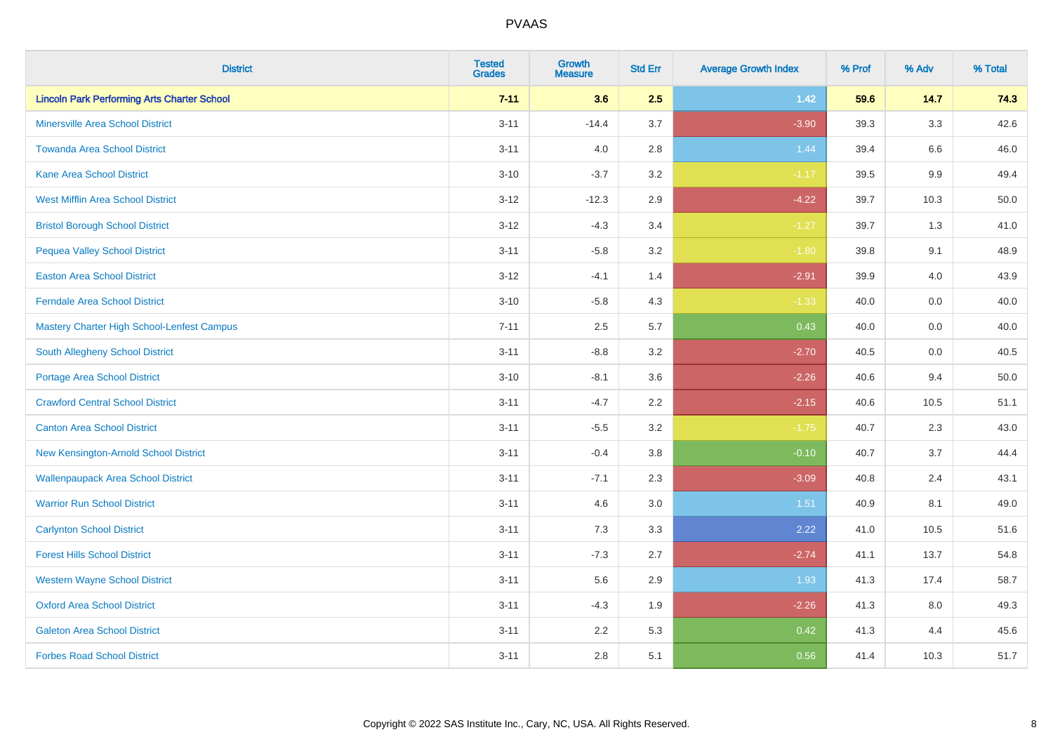# PVAAS

| District | Tested Grades | Growth Measure | Std Err | Average Growth Index | % Prof | % Adv | % Total |
|---|---|---|---|---|---|---|---|
| **Lincoln Park Performing Arts Charter School** | **7-11** | **3.6** | **2.5** | **1.42** | **59.6** | **14.7** | **74.3** |
| Minersville Area School District | 3-11 | -14.4 | 3.7 | -3.90 | 39.3 | 3.3 | 42.6 |
| Towanda Area School District | 3-11 | 4.0 | 2.8 | 1.44 | 39.4 | 6.6 | 46.0 |
| Kane Area School District | 3-10 | -3.7 | 3.2 | -1.17 | 39.5 | 9.9 | 49.4 |
| West Mifflin Area School District | 3-12 | -12.3 | 2.9 | -4.22 | 39.7 | 10.3 | 50.0 |
| Bristol Borough School District | 3-12 | -4.3 | 3.4 | -1.27 | 39.7 | 1.3 | 41.0 |
| Pequea Valley School District | 3-11 | -5.8 | 3.2 | -1.80 | 39.8 | 9.1 | 48.9 |
| Easton Area School District | 3-12 | -4.1 | 1.4 | -2.91 | 39.9 | 4.0 | 43.9 |
| Ferndale Area School District | 3-10 | -5.8 | 4.3 | -1.33 | 40.0 | 0.0 | 40.0 |
| Mastery Charter High School-Lenfest Campus | 7-11 | 2.5 | 5.7 | 0.43 | 40.0 | 0.0 | 40.0 |
| South Allegheny School District | 3-11 | -8.8 | 3.2 | -2.70 | 40.5 | 0.0 | 40.5 |
| Portage Area School District | 3-10 | -8.1 | 3.6 | -2.26 | 40.6 | 9.4 | 50.0 |
| Crawford Central School District | 3-11 | -4.7 | 2.2 | -2.15 | 40.6 | 10.5 | 51.1 |
| Canton Area School District | 3-11 | -5.5 | 3.2 | -1.75 | 40.7 | 2.3 | 43.0 |
| New Kensington-Arnold School District | 3-11 | -0.4 | 3.8 | -0.10 | 40.7 | 3.7 | 44.4 |
| Wallenpaupack Area School District | 3-11 | -7.1 | 2.3 | -3.09 | 40.8 | 2.4 | 43.1 |
| Warrior Run School District | 3-11 | 4.6 | 3.0 | 1.51 | 40.9 | 8.1 | 49.0 |
| Carlynton School District | 3-11 | 7.3 | 3.3 | 2.22 | 41.0 | 10.5 | 51.6 |
| Forest Hills School District | 3-11 | -7.3 | 2.7 | -2.74 | 41.1 | 13.7 | 54.8 |
| Western Wayne School District | 3-11 | 5.6 | 2.9 | 1.93 | 41.3 | 17.4 | 58.7 |
| Oxford Area School District | 3-11 | -4.3 | 1.9 | -2.26 | 41.3 | 8.0 | 49.3 |
| Galeton Area School District | 3-11 | 2.2 | 5.3 | 0.42 | 41.3 | 4.4 | 45.6 |
| Forbes Road School District | 3-11 | 2.8 | 5.1 | 0.56 | 41.4 | 10.3 | 51.7 |

Copyright © 2022 SAS Institute Inc., Cary, NC, USA. All Rights Reserved.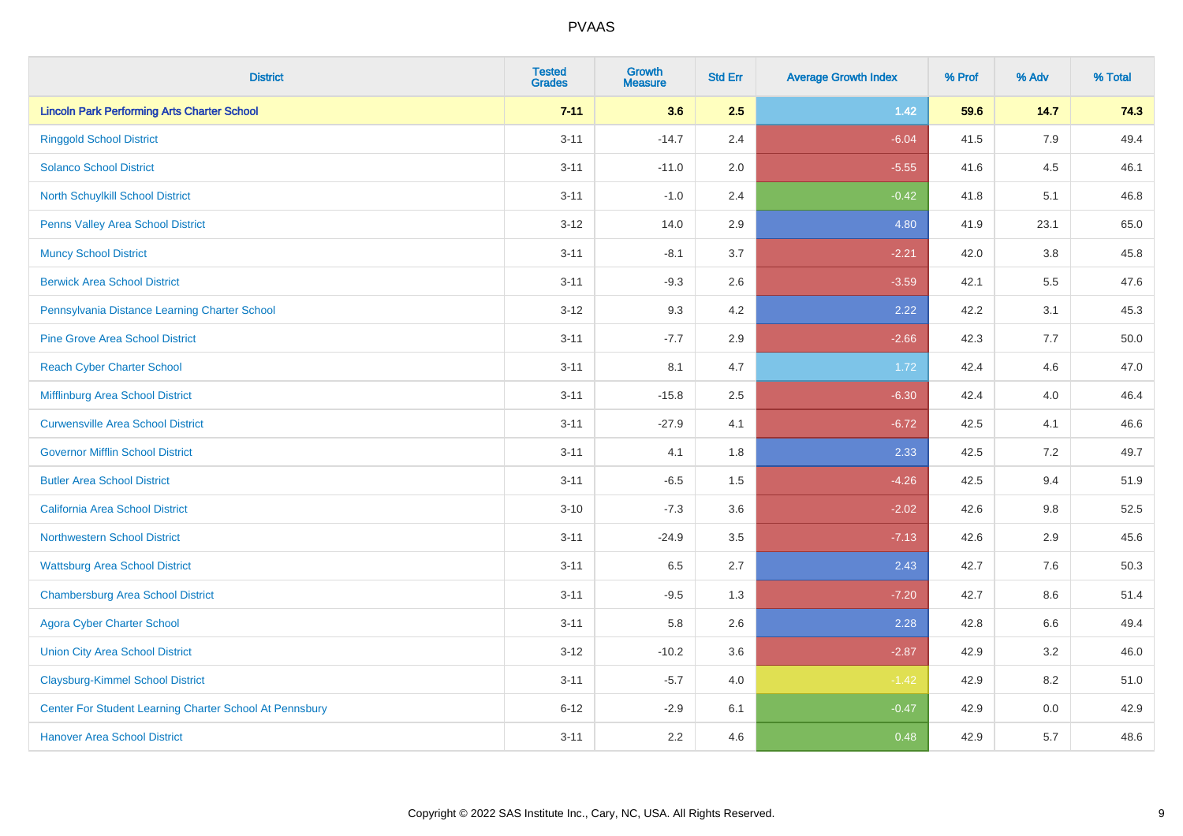| District | Tested Grades | Growth Measure | Std Err | Average Growth Index | % Prof | % Adv | % Total |
|---|---|---|---|---|---|---|---|
| **Lincoln Park Performing Arts Charter School** | **7-11** | **3.6** | **2.5** | **1.42** | **59.6** | **14.7** | **74.3** |
| Ringgold School District | 3-11 | -14.7 | 2.4 | -6.04 | 41.5 | 7.9 | 49.4 |
| Solanco School District | 3-11 | -11.0 | 2.0 | -5.55 | 41.6 | 4.5 | 46.1 |
| North Schuylkill School District | 3-11 | -1.0 | 2.4 | -0.42 | 41.8 | 5.1 | 46.8 |
| Penns Valley Area School District | 3-12 | 14.0 | 2.9 | 4.80 | 41.9 | 23.1 | 65.0 |
| Muncy School District | 3-11 | -8.1 | 3.7 | -2.21 | 42.0 | 3.8 | 45.8 |
| Berwick Area School District | 3-11 | -9.3 | 2.6 | -3.59 | 42.1 | 5.5 | 47.6 |
| Pennsylvania Distance Learning Charter School | 3-12 | 9.3 | 4.2 | 2.22 | 42.2 | 3.1 | 45.3 |
| Pine Grove Area School District | 3-11 | -7.7 | 2.9 | -2.66 | 42.3 | 7.7 | 50.0 |
| Reach Cyber Charter School | 3-11 | 8.1 | 4.7 | 1.72 | 42.4 | 4.6 | 47.0 |
| Mifflinburg Area School District | 3-11 | -15.8 | 2.5 | -6.30 | 42.4 | 4.0 | 46.4 |
| Curwensville Area School District | 3-11 | -27.9 | 4.1 | -6.72 | 42.5 | 4.1 | 46.6 |
| Governor Mifflin School District | 3-11 | 4.1 | 1.8 | 2.33 | 42.5 | 7.2 | 49.7 |
| Butler Area School District | 3-11 | -6.5 | 1.5 | -4.26 | 42.5 | 9.4 | 51.9 |
| California Area School District | 3-10 | -7.3 | 3.6 | -2.02 | 42.6 | 9.8 | 52.5 |
| Northwestern School District | 3-11 | -24.9 | 3.5 | -7.13 | 42.6 | 2.9 | 45.6 |
| Wattsburg Area School District | 3-11 | 6.5 | 2.7 | 2.43 | 42.7 | 7.6 | 50.3 |
| Chambersburg Area School District | 3-11 | -9.5 | 1.3 | -7.20 | 42.7 | 8.6 | 51.4 |
| Agora Cyber Charter School | 3-11 | 5.8 | 2.6 | 2.28 | 42.8 | 6.6 | 49.4 |
| Union City Area School District | 3-12 | -10.2 | 3.6 | -2.87 | 42.9 | 3.2 | 46.0 |
| Claysburg-Kimmel School District | 3-11 | -5.7 | 4.0 | -1.42 | 42.9 | 8.2 | 51.0 |
| Center For Student Learning Charter School At Pennsbury | 6-12 | -2.9 | 6.1 | -0.47 | 42.9 | 0.0 | 42.9 |
| Hanover Area School District | 3-11 | 2.2 | 4.6 | 0.48 | 42.9 | 5.7 | 48.6 |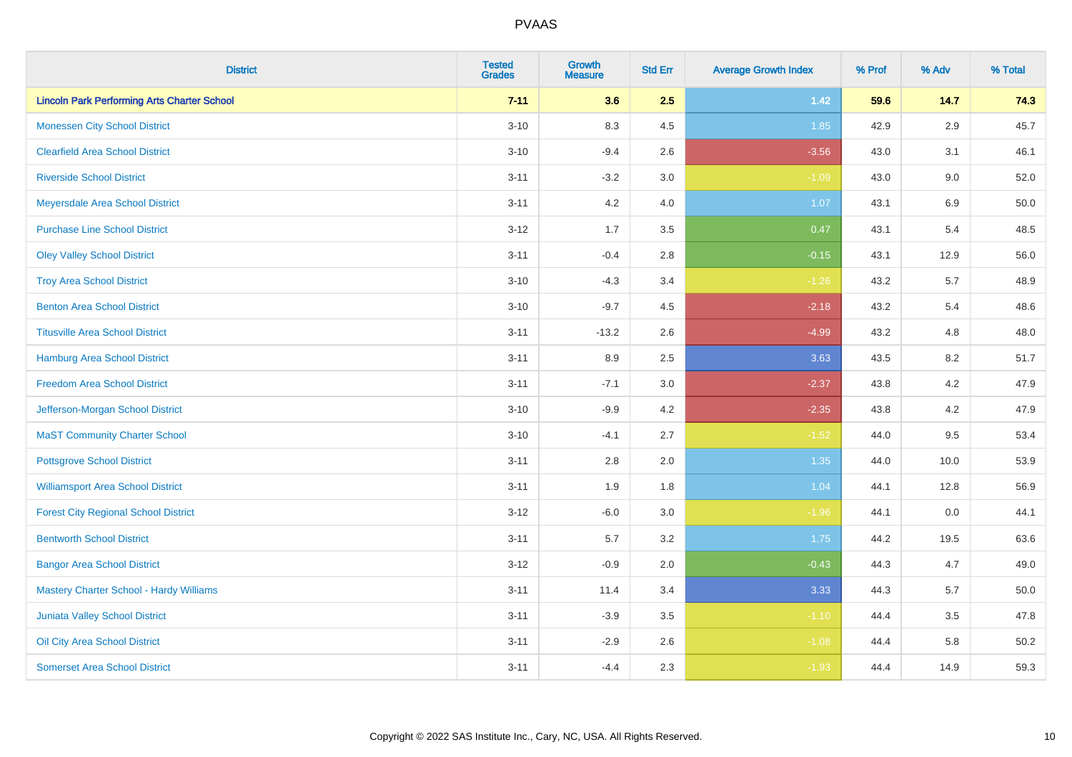# PVAAS

| District | Tested Grades | Growth Measure | Std Err | Average Growth Index | % Prof | % Adv | % Total |
|---|---|---|---|---|---|---|---|
| **Lincoln Park Performing Arts Charter School** | **7-11** | **3.6** | **2.5** | **1.42** | **59.6** | **14.7** | **74.3** |
| Monessen City School District | 3-10 | 8.3 | 4.5 | 1.85 | 42.9 | 2.9 | 45.7 |
| Clearfield Area School District | 3-10 | -9.4 | 2.6 | -3.56 | 43.0 | 3.1 | 46.1 |
| Riverside School District | 3-11 | -3.2 | 3.0 | -1.09 | 43.0 | 9.0 | 52.0 |
| Meyersdale Area School District | 3-11 | 4.2 | 4.0 | 1.07 | 43.1 | 6.9 | 50.0 |
| Purchase Line School District | 3-12 | 1.7 | 3.5 | 0.47 | 43.1 | 5.4 | 48.5 |
| Oley Valley School District | 3-11 | -0.4 | 2.8 | -0.15 | 43.1 | 12.9 | 56.0 |
| Troy Area School District | 3-10 | -4.3 | 3.4 | -1.26 | 43.2 | 5.7 | 48.9 |
| Benton Area School District | 3-10 | -9.7 | 4.5 | -2.18 | 43.2 | 5.4 | 48.6 |
| Titusville Area School District | 3-11 | -13.2 | 2.6 | -4.99 | 43.2 | 4.8 | 48.0 |
| Hamburg Area School District | 3-11 | 8.9 | 2.5 | 3.63 | 43.5 | 8.2 | 51.7 |
| Freedom Area School District | 3-11 | -7.1 | 3.0 | -2.37 | 43.8 | 4.2 | 47.9 |
| Jefferson-Morgan School District | 3-10 | -9.9 | 4.2 | -2.35 | 43.8 | 4.2 | 47.9 |
| MaST Community Charter School | 3-10 | -4.1 | 2.7 | -1.52 | 44.0 | 9.5 | 53.4 |
| Pottsgrove School District | 3-11 | 2.8 | 2.0 | 1.35 | 44.0 | 10.0 | 53.9 |
| Williamsport Area School District | 3-11 | 1.9 | 1.8 | 1.04 | 44.1 | 12.8 | 56.9 |
| Forest City Regional School District | 3-12 | -6.0 | 3.0 | -1.96 | 44.1 | 0.0 | 44.1 |
| Bentworth School District | 3-11 | 5.7 | 3.2 | 1.75 | 44.2 | 19.5 | 63.6 |
| Bangor Area School District | 3-12 | -0.9 | 2.0 | -0.43 | 44.3 | 4.7 | 49.0 |
| Mastery Charter School - Hardy Williams | 3-11 | 11.4 | 3.4 | 3.33 | 44.3 | 5.7 | 50.0 |
| Juniata Valley School District | 3-11 | -3.9 | 3.5 | -1.10 | 44.4 | 3.5 | 47.8 |
| Oil City Area School District | 3-11 | -2.9 | 2.6 | -1.08 | 44.4 | 5.8 | 50.2 |
| Somerset Area School District | 3-11 | -4.4 | 2.3 | -1.93 | 44.4 | 14.9 | 59.3 |

Copyright © 2022 SAS Institute Inc., Cary, NC, USA. All Rights Reserved.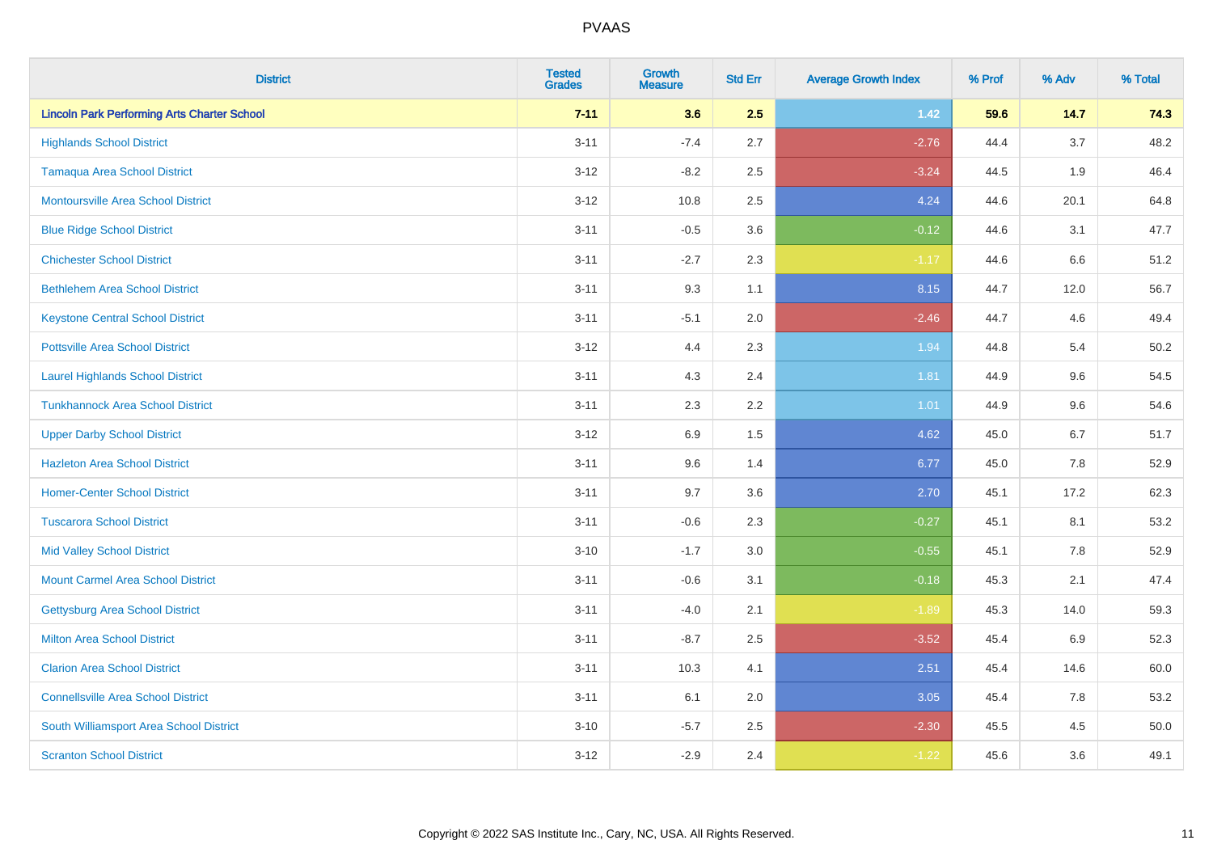| District | Tested Grades | Growth Measure | Std Err | Average Growth Index | % Prof | % Adv | % Total |
|---|---|---|---|---|---|---|---|
| **Lincoln Park Performing Arts Charter School** | **7-11** | **3.6** | **2.5** | **1.42** | **59.6** | **14.7** | **74.3** |
| Highlands School District | 3-11 | -7.4 | 2.7 | -2.76 | 44.4 | 3.7 | 48.2 |
| Tamaqua Area School District | 3-12 | -8.2 | 2.5 | -3.24 | 44.5 | 1.9 | 46.4 |
| Montoursville Area School District | 3-12 | 10.8 | 2.5 | 4.24 | 44.6 | 20.1 | 64.8 |
| Blue Ridge School District | 3-11 | -0.5 | 3.6 | -0.12 | 44.6 | 3.1 | 47.7 |
| Chichester School District | 3-11 | -2.7 | 2.3 | -1.17 | 44.6 | 6.6 | 51.2 |
| Bethlehem Area School District | 3-11 | 9.3 | 1.1 | 8.15 | 44.7 | 12.0 | 56.7 |
| Keystone Central School District | 3-11 | -5.1 | 2.0 | -2.46 | 44.7 | 4.6 | 49.4 |
| Pottsville Area School District | 3-12 | 4.4 | 2.3 | 1.94 | 44.8 | 5.4 | 50.2 |
| Laurel Highlands School District | 3-11 | 4.3 | 2.4 | 1.81 | 44.9 | 9.6 | 54.5 |
| Tunkhannock Area School District | 3-11 | 2.3 | 2.2 | 1.01 | 44.9 | 9.6 | 54.6 |
| Upper Darby School District | 3-12 | 6.9 | 1.5 | 4.62 | 45.0 | 6.7 | 51.7 |
| Hazleton Area School District | 3-11 | 9.6 | 1.4 | 6.77 | 45.0 | 7.8 | 52.9 |
| Homer-Center School District | 3-11 | 9.7 | 3.6 | 2.70 | 45.1 | 17.2 | 62.3 |
| Tuscarora School District | 3-11 | -0.6 | 2.3 | -0.27 | 45.1 | 8.1 | 53.2 |
| Mid Valley School District | 3-10 | -1.7 | 3.0 | -0.55 | 45.1 | 7.8 | 52.9 |
| Mount Carmel Area School District | 3-11 | -0.6 | 3.1 | -0.18 | 45.3 | 2.1 | 47.4 |
| Gettysburg Area School District | 3-11 | -4.0 | 2.1 | -1.89 | 45.3 | 14.0 | 59.3 |
| Milton Area School District | 3-11 | -8.7 | 2.5 | -3.52 | 45.4 | 6.9 | 52.3 |
| Clarion Area School District | 3-11 | 10.3 | 4.1 | 2.51 | 45.4 | 14.6 | 60.0 |
| Connellsville Area School District | 3-11 | 6.1 | 2.0 | 3.05 | 45.4 | 7.8 | 53.2 |
| South Williamsport Area School District | 3-10 | -5.7 | 2.5 | -2.30 | 45.5 | 4.5 | 50.0 |
| Scranton School District | 3-12 | -2.9 | 2.4 | -1.22 | 45.6 | 3.6 | 49.1 |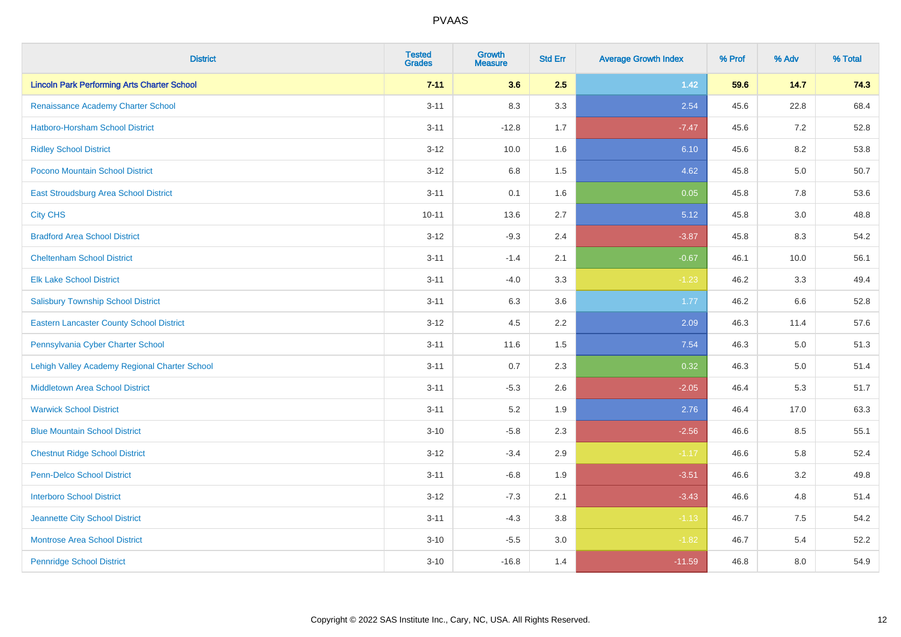# PVAAS

| District | Tested Grades | Growth Measure | Std Err | Average Growth Index | % Prof | % Adv | % Total |
|---|---|---|---|---|---|---|---|
| **Lincoln Park Performing Arts Charter School** | **7-11** | **3.6** | **2.5** | **1.42** | **59.6** | **14.7** | **74.3** |
| Renaissance Academy Charter School | 3-11 | 8.3 | 3.3 | 2.54 | 45.6 | 22.8 | 68.4 |
| Hatboro-Horsham School District | 3-11 | -12.8 | 1.7 | -7.47 | 45.6 | 7.2 | 52.8 |
| Ridley School District | 3-12 | 10.0 | 1.6 | 6.10 | 45.6 | 8.2 | 53.8 |
| Pocono Mountain School District | 3-12 | 6.8 | 1.5 | 4.62 | 45.8 | 5.0 | 50.7 |
| East Stroudsburg Area School District | 3-11 | 0.1 | 1.6 | 0.05 | 45.8 | 7.8 | 53.6 |
| City CHS | 10-11 | 13.6 | 2.7 | 5.12 | 45.8 | 3.0 | 48.8 |
| Bradford Area School District | 3-12 | -9.3 | 2.4 | -3.87 | 45.8 | 8.3 | 54.2 |
| Cheltenham School District | 3-11 | -1.4 | 2.1 | -0.67 | 46.1 | 10.0 | 56.1 |
| Elk Lake School District | 3-11 | -4.0 | 3.3 | -1.23 | 46.2 | 3.3 | 49.4 |
| Salisbury Township School District | 3-11 | 6.3 | 3.6 | 1.77 | 46.2 | 6.6 | 52.8 |
| Eastern Lancaster County School District | 3-12 | 4.5 | 2.2 | 2.09 | 46.3 | 11.4 | 57.6 |
| Pennsylvania Cyber Charter School | 3-11 | 11.6 | 1.5 | 7.54 | 46.3 | 5.0 | 51.3 |
| Lehigh Valley Academy Regional Charter School | 3-11 | 0.7 | 2.3 | 0.32 | 46.3 | 5.0 | 51.4 |
| Middletown Area School District | 3-11 | -5.3 | 2.6 | -2.05 | 46.4 | 5.3 | 51.7 |
| Warwick School District | 3-11 | 5.2 | 1.9 | 2.76 | 46.4 | 17.0 | 63.3 |
| Blue Mountain School District | 3-10 | -5.8 | 2.3 | -2.56 | 46.6 | 8.5 | 55.1 |
| Chestnut Ridge School District | 3-12 | -3.4 | 2.9 | -1.17 | 46.6 | 5.8 | 52.4 |
| Penn-Delco School District | 3-11 | -6.8 | 1.9 | -3.51 | 46.6 | 3.2 | 49.8 |
| Interboro School District | 3-12 | -7.3 | 2.1 | -3.43 | 46.6 | 4.8 | 51.4 |
| Jeannette City School District | 3-11 | -4.3 | 3.8 | -1.13 | 46.7 | 7.5 | 54.2 |
| Montrose Area School District | 3-10 | -5.5 | 3.0 | -1.82 | 46.7 | 5.4 | 52.2 |
| Pennridge School District | 3-10 | -16.8 | 1.4 | -11.59 | 46.8 | 8.0 | 54.9 |

Copyright © 2022 SAS Institute Inc., Cary, NC, USA. All Rights Reserved.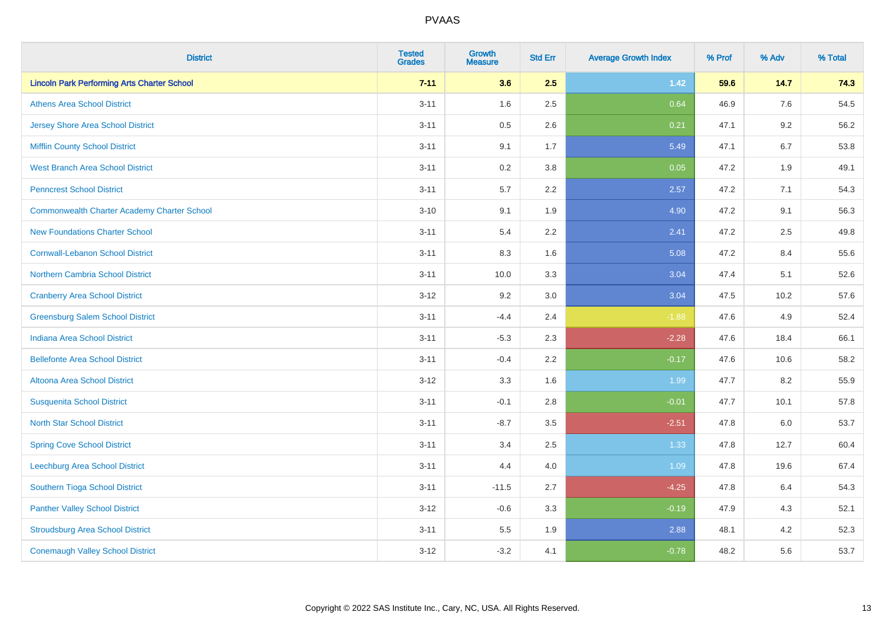| District | Tested Grades | Growth Measure | Std Err | Average Growth Index | % Prof | % Adv | % Total |
|---|---|---|---|---|---|---|---|
| **Lincoln Park Performing Arts Charter School** | **7-11** | **3.6** | **2.5** | **1.42** | **59.6** | **14.7** | **74.3** |
| Athens Area School District | 3-11 | 1.6 | 2.5 | 0.64 | 46.9 | 7.6 | 54.5 |
| Jersey Shore Area School District | 3-11 | 0.5 | 2.6 | 0.21 | 47.1 | 9.2 | 56.2 |
| Mifflin County School District | 3-11 | 9.1 | 1.7 | 5.49 | 47.1 | 6.7 | 53.8 |
| West Branch Area School District | 3-11 | 0.2 | 3.8 | 0.05 | 47.2 | 1.9 | 49.1 |
| Penncrest School District | 3-11 | 5.7 | 2.2 | 2.57 | 47.2 | 7.1 | 54.3 |
| Commonwealth Charter Academy Charter School | 3-10 | 9.1 | 1.9 | 4.90 | 47.2 | 9.1 | 56.3 |
| New Foundations Charter School | 3-11 | 5.4 | 2.2 | 2.41 | 47.2 | 2.5 | 49.8 |
| Cornwall-Lebanon School District | 3-11 | 8.3 | 1.6 | 5.08 | 47.2 | 8.4 | 55.6 |
| Northern Cambria School District | 3-11 | 10.0 | 3.3 | 3.04 | 47.4 | 5.1 | 52.6 |
| Cranberry Area School District | 3-12 | 9.2 | 3.0 | 3.04 | 47.5 | 10.2 | 57.6 |
| Greensburg Salem School District | 3-11 | -4.4 | 2.4 | -1.88 | 47.6 | 4.9 | 52.4 |
| Indiana Area School District | 3-11 | -5.3 | 2.3 | -2.28 | 47.6 | 18.4 | 66.1 |
| Bellefonte Area School District | 3-11 | -0.4 | 2.2 | -0.17 | 47.6 | 10.6 | 58.2 |
| Altoona Area School District | 3-12 | 3.3 | 1.6 | 1.99 | 47.7 | 8.2 | 55.9 |
| Susquenita School District | 3-11 | -0.1 | 2.8 | -0.01 | 47.7 | 10.1 | 57.8 |
| North Star School District | 3-11 | -8.7 | 3.5 | -2.51 | 47.8 | 6.0 | 53.7 |
| Spring Cove School District | 3-11 | 3.4 | 2.5 | 1.33 | 47.8 | 12.7 | 60.4 |
| Leechburg Area School District | 3-11 | 4.4 | 4.0 | 1.09 | 47.8 | 19.6 | 67.4 |
| Southern Tioga School District | 3-11 | -11.5 | 2.7 | -4.25 | 47.8 | 6.4 | 54.3 |
| Panther Valley School District | 3-12 | -0.6 | 3.3 | -0.19 | 47.9 | 4.3 | 52.1 |
| Stroudsburg Area School District | 3-11 | 5.5 | 1.9 | 2.88 | 48.1 | 4.2 | 52.3 |
| Conemaugh Valley School District | 3-12 | -3.2 | 4.1 | -0.78 | 48.2 | 5.6 | 53.7 |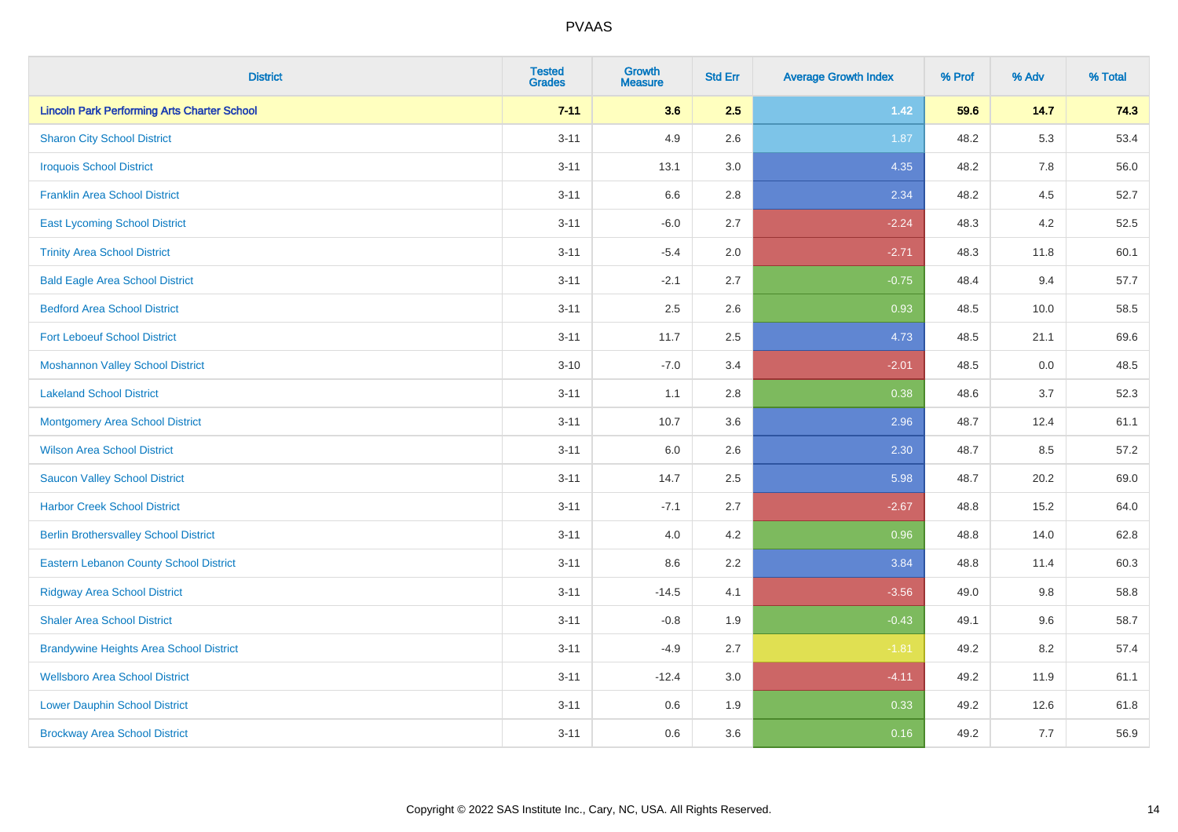# PVAAS

| District | Tested Grades | Growth Measure | Std Err | Average Growth Index | % Prof | % Adv | % Total |
|---|---|---|---|---|---|---|---|
| **Lincoln Park Performing Arts Charter School** | **7-11** | **3.6** | **2.5** | **1.42** | **59.6** | **14.7** | **74.3** |
| Sharon City School District | 3-11 | 4.9 | 2.6 | 1.87 | 48.2 | 5.3 | 53.4 |
| Iroquois School District | 3-11 | 13.1 | 3.0 | 4.35 | 48.2 | 7.8 | 56.0 |
| Franklin Area School District | 3-11 | 6.6 | 2.8 | 2.34 | 48.2 | 4.5 | 52.7 |
| East Lycoming School District | 3-11 | -6.0 | 2.7 | -2.24 | 48.3 | 4.2 | 52.5 |
| Trinity Area School District | 3-11 | -5.4 | 2.0 | -2.71 | 48.3 | 11.8 | 60.1 |
| Bald Eagle Area School District | 3-11 | -2.1 | 2.7 | -0.75 | 48.4 | 9.4 | 57.7 |
| Bedford Area School District | 3-11 | 2.5 | 2.6 | 0.93 | 48.5 | 10.0 | 58.5 |
| Fort Leboeuf School District | 3-11 | 11.7 | 2.5 | 4.73 | 48.5 | 21.1 | 69.6 |
| Moshannon Valley School District | 3-10 | -7.0 | 3.4 | -2.01 | 48.5 | 0.0 | 48.5 |
| Lakeland School District | 3-11 | 1.1 | 2.8 | 0.38 | 48.6 | 3.7 | 52.3 |
| Montgomery Area School District | 3-11 | 10.7 | 3.6 | 2.96 | 48.7 | 12.4 | 61.1 |
| Wilson Area School District | 3-11 | 6.0 | 2.6 | 2.30 | 48.7 | 8.5 | 57.2 |
| Saucon Valley School District | 3-11 | 14.7 | 2.5 | 5.98 | 48.7 | 20.2 | 69.0 |
| Harbor Creek School District | 3-11 | -7.1 | 2.7 | -2.67 | 48.8 | 15.2 | 64.0 |
| Berlin Brothersvalley School District | 3-11 | 4.0 | 4.2 | 0.96 | 48.8 | 14.0 | 62.8 |
| Eastern Lebanon County School District | 3-11 | 8.6 | 2.2 | 3.84 | 48.8 | 11.4 | 60.3 |
| Ridgway Area School District | 3-11 | -14.5 | 4.1 | -3.56 | 49.0 | 9.8 | 58.8 |
| Shaler Area School District | 3-11 | -0.8 | 1.9 | -0.43 | 49.1 | 9.6 | 58.7 |
| Brandywine Heights Area School District | 3-11 | -4.9 | 2.7 | -1.81 | 49.2 | 8.2 | 57.4 |
| Wellsboro Area School District | 3-11 | -12.4 | 3.0 | -4.11 | 49.2 | 11.9 | 61.1 |
| Lower Dauphin School District | 3-11 | 0.6 | 1.9 | 0.33 | 49.2 | 12.6 | 61.8 |
| Brockway Area School District | 3-11 | 0.6 | 3.6 | 0.16 | 49.2 | 7.7 | 56.9 |

Copyright © 2022 SAS Institute Inc., Cary, NC, USA. All Rights Reserved.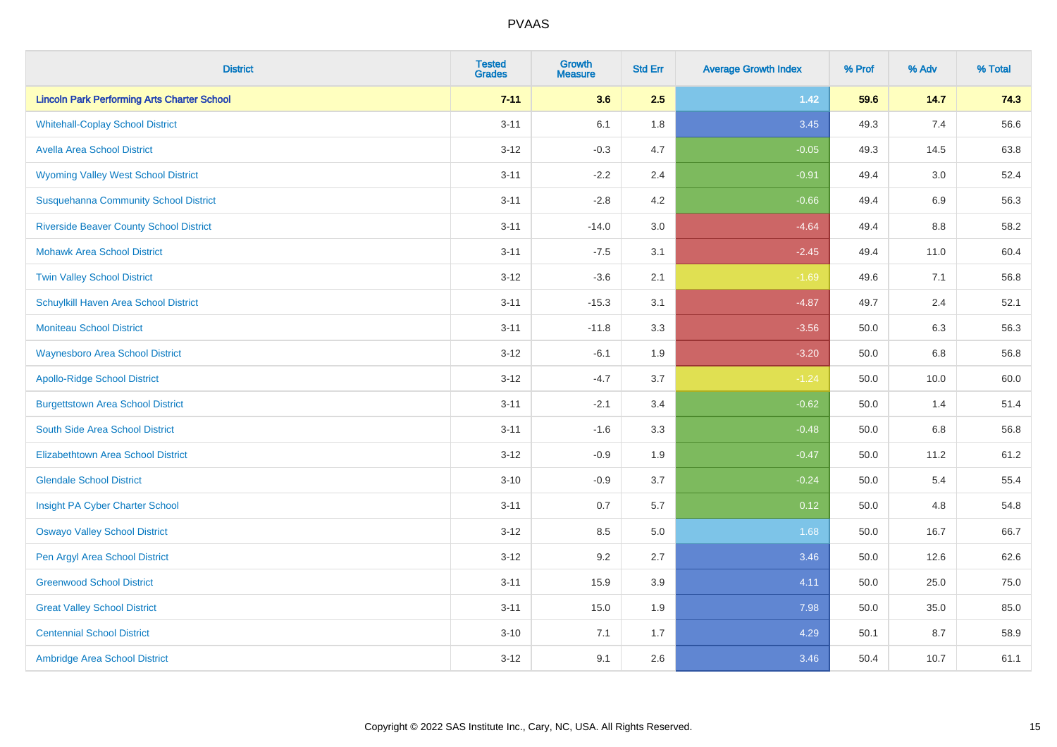| District | Tested Grades | Growth Measure | Std Err | Average Growth Index | % Prof | % Adv | % Total |
|---|---|---|---|---|---|---|---|
| **Lincoln Park Performing Arts Charter School** | **7-11** | **3.6** | **2.5** | **1.42** | **59.6** | **14.7** | **74.3** |
| Whitehall-Coplay School District | 3-11 | 6.1 | 1.8 | 3.45 | 49.3 | 7.4 | 56.6 |
| Avella Area School District | 3-12 | -0.3 | 4.7 | -0.05 | 49.3 | 14.5 | 63.8 |
| Wyoming Valley West School District | 3-11 | -2.2 | 2.4 | -0.91 | 49.4 | 3.0 | 52.4 |
| Susquehanna Community School District | 3-11 | -2.8 | 4.2 | -0.66 | 49.4 | 6.9 | 56.3 |
| Riverside Beaver County School District | 3-11 | -14.0 | 3.0 | -4.64 | 49.4 | 8.8 | 58.2 |
| Mohawk Area School District | 3-11 | -7.5 | 3.1 | -2.45 | 49.4 | 11.0 | 60.4 |
| Twin Valley School District | 3-12 | -3.6 | 2.1 | -1.69 | 49.6 | 7.1 | 56.8 |
| Schuylkill Haven Area School District | 3-11 | -15.3 | 3.1 | -4.87 | 49.7 | 2.4 | 52.1 |
| Moniteau School District | 3-11 | -11.8 | 3.3 | -3.56 | 50.0 | 6.3 | 56.3 |
| Waynesboro Area School District | 3-12 | -6.1 | 1.9 | -3.20 | 50.0 | 6.8 | 56.8 |
| Apollo-Ridge School District | 3-12 | -4.7 | 3.7 | -1.24 | 50.0 | 10.0 | 60.0 |
| Burgettstown Area School District | 3-11 | -2.1 | 3.4 | -0.62 | 50.0 | 1.4 | 51.4 |
| South Side Area School District | 3-11 | -1.6 | 3.3 | -0.48 | 50.0 | 6.8 | 56.8 |
| Elizabethtown Area School District | 3-12 | -0.9 | 1.9 | -0.47 | 50.0 | 11.2 | 61.2 |
| Glendale School District | 3-10 | -0.9 | 3.7 | -0.24 | 50.0 | 5.4 | 55.4 |
| Insight PA Cyber Charter School | 3-11 | 0.7 | 5.7 | 0.12 | 50.0 | 4.8 | 54.8 |
| Oswayo Valley School District | 3-12 | 8.5 | 5.0 | 1.68 | 50.0 | 16.7 | 66.7 |
| Pen Argyl Area School District | 3-12 | 9.2 | 2.7 | 3.46 | 50.0 | 12.6 | 62.6 |
| Greenwood School District | 3-11 | 15.9 | 3.9 | 4.11 | 50.0 | 25.0 | 75.0 |
| Great Valley School District | 3-11 | 15.0 | 1.9 | 7.98 | 50.0 | 35.0 | 85.0 |
| Centennial School District | 3-10 | 7.1 | 1.7 | 4.29 | 50.1 | 8.7 | 58.9 |
| Ambridge Area School District | 3-12 | 9.1 | 2.6 | 3.46 | 50.4 | 10.7 | 61.1 |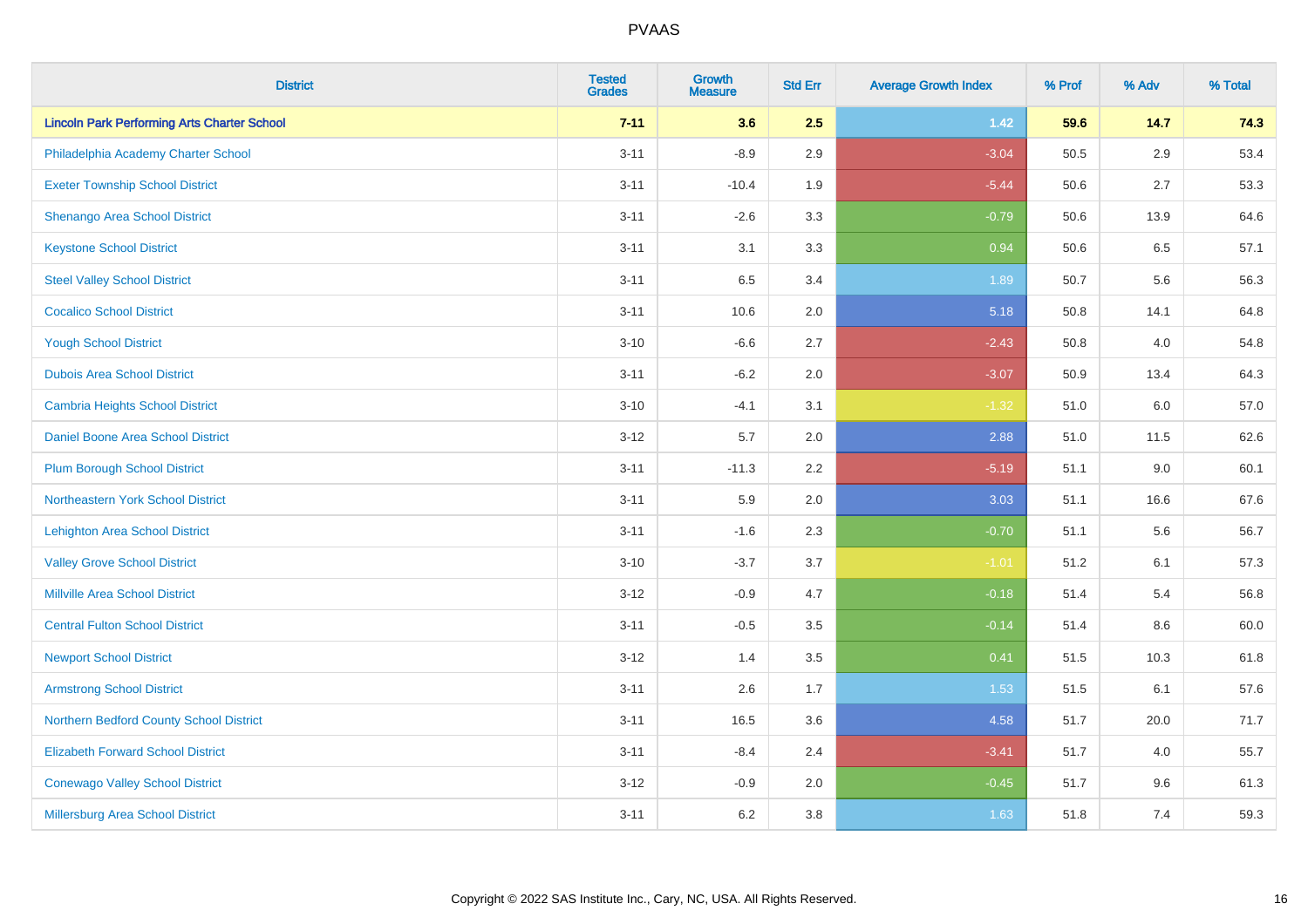| District | Tested Grades | Growth Measure | Std Err | Average Growth Index | % Prof | % Adv | % Total |
|---|---|---|---|---|---|---|---|
| **Lincoln Park Performing Arts Charter School** | **7-11** | **3.6** | **2.5** | **1.42** | **59.6** | **14.7** | **74.3** |
| Philadelphia Academy Charter School | 3-11 | -8.9 | 2.9 | -3.04 | 50.5 | 2.9 | 53.4 |
| Exeter Township School District | 3-11 | -10.4 | 1.9 | -5.44 | 50.6 | 2.7 | 53.3 |
| Shenango Area School District | 3-11 | -2.6 | 3.3 | -0.79 | 50.6 | 13.9 | 64.6 |
| Keystone School District | 3-11 | 3.1 | 3.3 | 0.94 | 50.6 | 6.5 | 57.1 |
| Steel Valley School District | 3-11 | 6.5 | 3.4 | 1.89 | 50.7 | 5.6 | 56.3 |
| Cocalico School District | 3-11 | 10.6 | 2.0 | 5.18 | 50.8 | 14.1 | 64.8 |
| Yough School District | 3-10 | -6.6 | 2.7 | -2.43 | 50.8 | 4.0 | 54.8 |
| Dubois Area School District | 3-11 | -6.2 | 2.0 | -3.07 | 50.9 | 13.4 | 64.3 |
| Cambria Heights School District | 3-10 | -4.1 | 3.1 | -1.32 | 51.0 | 6.0 | 57.0 |
| Daniel Boone Area School District | 3-12 | 5.7 | 2.0 | 2.88 | 51.0 | 11.5 | 62.6 |
| Plum Borough School District | 3-11 | -11.3 | 2.2 | -5.19 | 51.1 | 9.0 | 60.1 |
| Northeastern York School District | 3-11 | 5.9 | 2.0 | 3.03 | 51.1 | 16.6 | 67.6 |
| Lehighton Area School District | 3-11 | -1.6 | 2.3 | -0.70 | 51.1 | 5.6 | 56.7 |
| Valley Grove School District | 3-10 | -3.7 | 3.7 | -1.01 | 51.2 | 6.1 | 57.3 |
| Millville Area School District | 3-12 | -0.9 | 4.7 | -0.18 | 51.4 | 5.4 | 56.8 |
| Central Fulton School District | 3-11 | -0.5 | 3.5 | -0.14 | 51.4 | 8.6 | 60.0 |
| Newport School District | 3-12 | 1.4 | 3.5 | 0.41 | 51.5 | 10.3 | 61.8 |
| Armstrong School District | 3-11 | 2.6 | 1.7 | 1.53 | 51.5 | 6.1 | 57.6 |
| Northern Bedford County School District | 3-11 | 16.5 | 3.6 | 4.58 | 51.7 | 20.0 | 71.7 |
| Elizabeth Forward School District | 3-11 | -8.4 | 2.4 | -3.41 | 51.7 | 4.0 | 55.7 |
| Conewago Valley School District | 3-12 | -0.9 | 2.0 | -0.45 | 51.7 | 9.6 | 61.3 |
| Millersburg Area School District | 3-11 | 6.2 | 3.8 | 1.63 | 51.8 | 7.4 | 59.3 |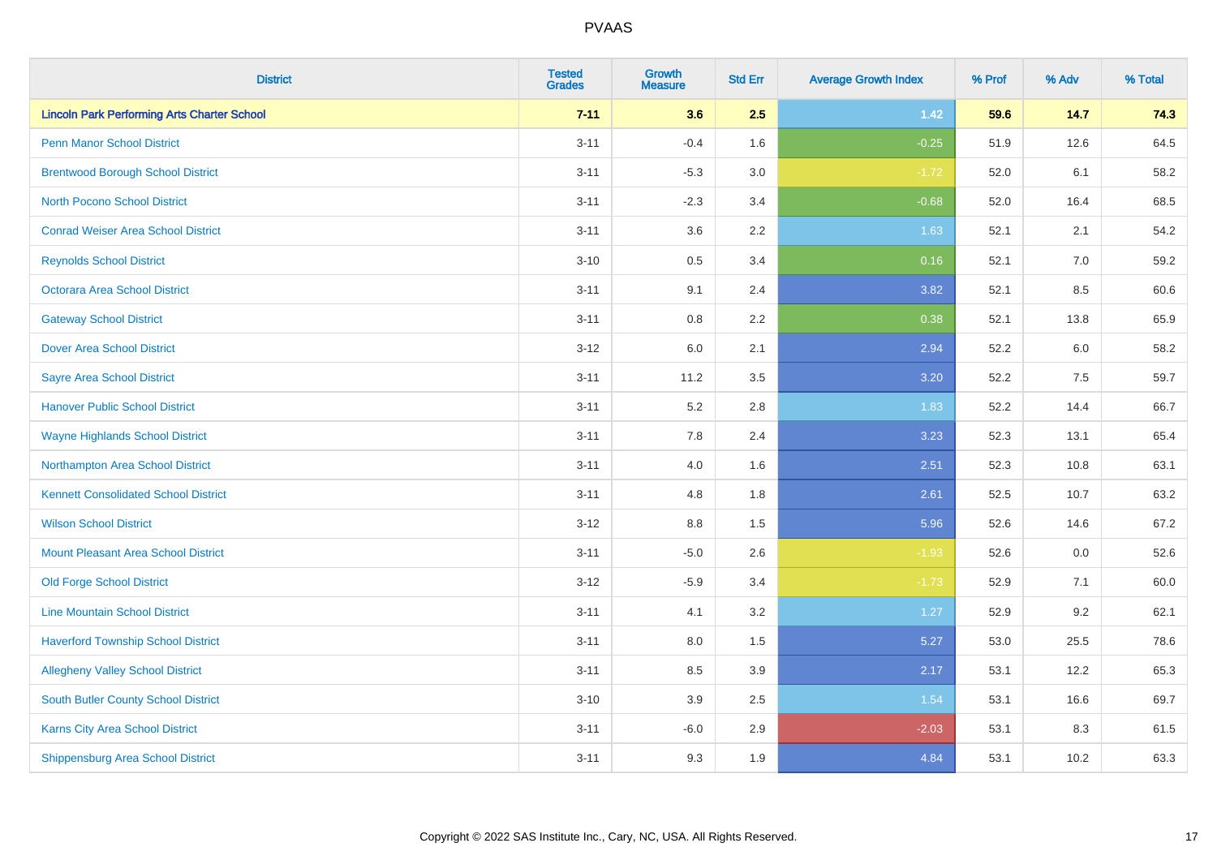| District | Tested Grades | Growth Measure | Std Err | Average Growth Index | % Prof | % Adv | % Total |
|---|---|---|---|---|---|---|---|
| **Lincoln Park Performing Arts Charter School** | **7-11** | **3.6** | **2.5** | **1.42** | **59.6** | **14.7** | **74.3** |
| Penn Manor School District | 3-11 | -0.4 | 1.6 | -0.25 | 51.9 | 12.6 | 64.5 |
| Brentwood Borough School District | 3-11 | -5.3 | 3.0 | -1.72 | 52.0 | 6.1 | 58.2 |
| North Pocono School District | 3-11 | -2.3 | 3.4 | -0.68 | 52.0 | 16.4 | 68.5 |
| Conrad Weiser Area School District | 3-11 | 3.6 | 2.2 | 1.63 | 52.1 | 2.1 | 54.2 |
| Reynolds School District | 3-10 | 0.5 | 3.4 | 0.16 | 52.1 | 7.0 | 59.2 |
| Octorara Area School District | 3-11 | 9.1 | 2.4 | 3.82 | 52.1 | 8.5 | 60.6 |
| Gateway School District | 3-11 | 0.8 | 2.2 | 0.38 | 52.1 | 13.8 | 65.9 |
| Dover Area School District | 3-12 | 6.0 | 2.1 | 2.94 | 52.2 | 6.0 | 58.2 |
| Sayre Area School District | 3-11 | 11.2 | 3.5 | 3.20 | 52.2 | 7.5 | 59.7 |
| Hanover Public School District | 3-11 | 5.2 | 2.8 | 1.83 | 52.2 | 14.4 | 66.7 |
| Wayne Highlands School District | 3-11 | 7.8 | 2.4 | 3.23 | 52.3 | 13.1 | 65.4 |
| Northampton Area School District | 3-11 | 4.0 | 1.6 | 2.51 | 52.3 | 10.8 | 63.1 |
| Kennett Consolidated School District | 3-11 | 4.8 | 1.8 | 2.61 | 52.5 | 10.7 | 63.2 |
| Wilson School District | 3-12 | 8.8 | 1.5 | 5.96 | 52.6 | 14.6 | 67.2 |
| Mount Pleasant Area School District | 3-11 | -5.0 | 2.6 | -1.93 | 52.6 | 0.0 | 52.6 |
| Old Forge School District | 3-12 | -5.9 | 3.4 | -1.73 | 52.9 | 7.1 | 60.0 |
| Line Mountain School District | 3-11 | 4.1 | 3.2 | 1.27 | 52.9 | 9.2 | 62.1 |
| Haverford Township School District | 3-11 | 8.0 | 1.5 | 5.27 | 53.0 | 25.5 | 78.6 |
| Allegheny Valley School District | 3-11 | 8.5 | 3.9 | 2.17 | 53.1 | 12.2 | 65.3 |
| South Butler County School District | 3-10 | 3.9 | 2.5 | 1.54 | 53.1 | 16.6 | 69.7 |
| Karns City Area School District | 3-11 | -6.0 | 2.9 | -2.03 | 53.1 | 8.3 | 61.5 |
| Shippensburg Area School District | 3-11 | 9.3 | 1.9 | 4.84 | 53.1 | 10.2 | 63.3 |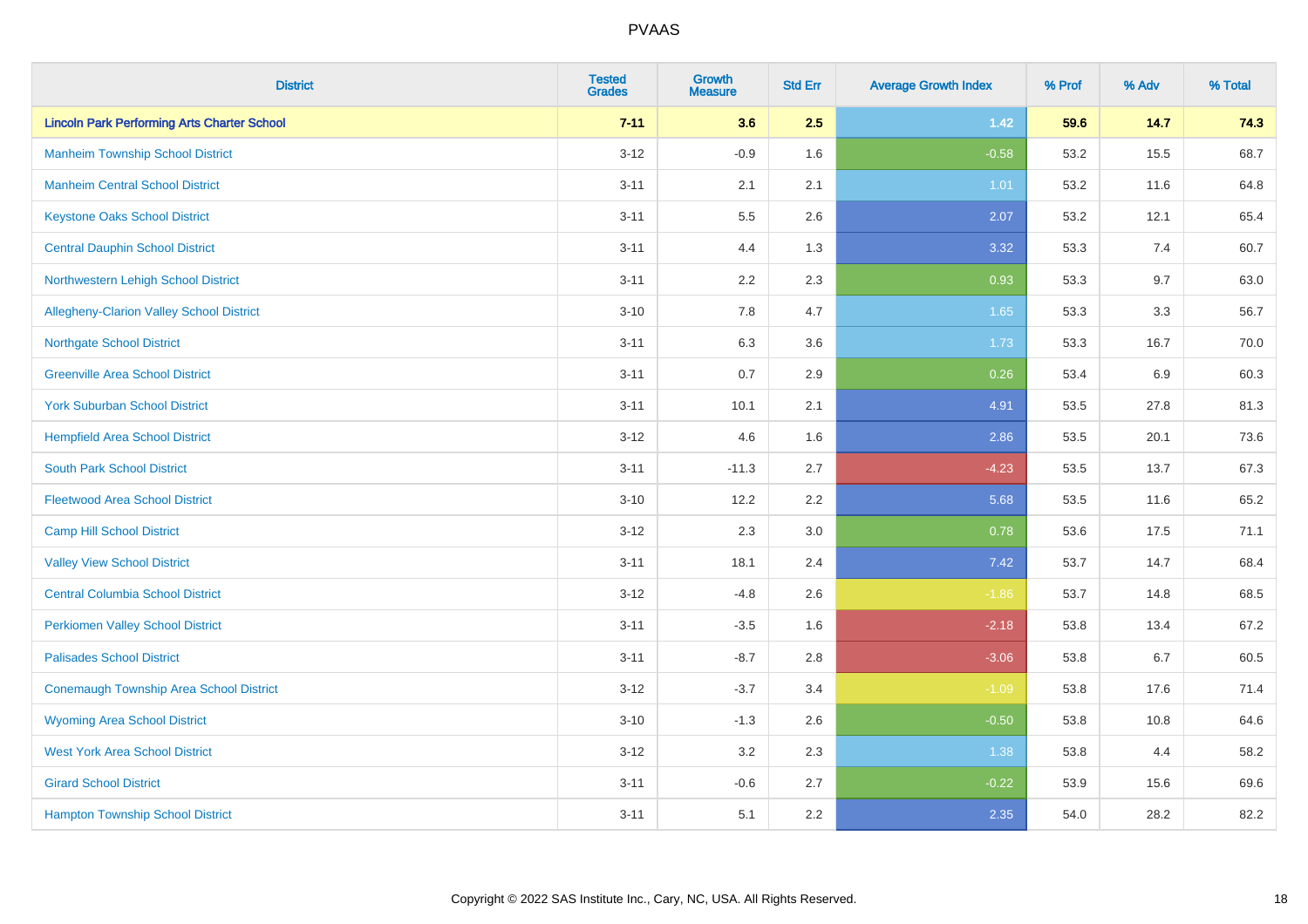# PVAAS

| District | Tested Grades | Growth Measure | Std Err | Average Growth Index | % Prof | % Adv | % Total |
|---|---|---|---|---|---|---|---|
| **Lincoln Park Performing Arts Charter School** | **7-11** | **3.6** | **2.5** | **1.42** | **59.6** | **14.7** | **74.3** |
| Manheim Township School District | 3-12 | -0.9 | 1.6 | -0.58 | 53.2 | 15.5 | 68.7 |
| Manheim Central School District | 3-11 | 2.1 | 2.1 | 1.01 | 53.2 | 11.6 | 64.8 |
| Keystone Oaks School District | 3-11 | 5.5 | 2.6 | 2.07 | 53.2 | 12.1 | 65.4 |
| Central Dauphin School District | 3-11 | 4.4 | 1.3 | 3.32 | 53.3 | 7.4 | 60.7 |
| Northwestern Lehigh School District | 3-11 | 2.2 | 2.3 | 0.93 | 53.3 | 9.7 | 63.0 |
| Allegheny-Clarion Valley School District | 3-10 | 7.8 | 4.7 | 1.65 | 53.3 | 3.3 | 56.7 |
| Northgate School District | 3-11 | 6.3 | 3.6 | 1.73 | 53.3 | 16.7 | 70.0 |
| Greenville Area School District | 3-11 | 0.7 | 2.9 | 0.26 | 53.4 | 6.9 | 60.3 |
| York Suburban School District | 3-11 | 10.1 | 2.1 | 4.91 | 53.5 | 27.8 | 81.3 |
| Hempfield Area School District | 3-12 | 4.6 | 1.6 | 2.86 | 53.5 | 20.1 | 73.6 |
| South Park School District | 3-11 | -11.3 | 2.7 | -4.23 | 53.5 | 13.7 | 67.3 |
| Fleetwood Area School District | 3-10 | 12.2 | 2.2 | 5.68 | 53.5 | 11.6 | 65.2 |
| Camp Hill School District | 3-12 | 2.3 | 3.0 | 0.78 | 53.6 | 17.5 | 71.1 |
| Valley View School District | 3-11 | 18.1 | 2.4 | 7.42 | 53.7 | 14.7 | 68.4 |
| Central Columbia School District | 3-12 | -4.8 | 2.6 | -1.86 | 53.7 | 14.8 | 68.5 |
| Perkiomen Valley School District | 3-11 | -3.5 | 1.6 | -2.18 | 53.8 | 13.4 | 67.2 |
| Palisades School District | 3-11 | -8.7 | 2.8 | -3.06 | 53.8 | 6.7 | 60.5 |
| Conemaugh Township Area School District | 3-12 | -3.7 | 3.4 | -1.09 | 53.8 | 17.6 | 71.4 |
| Wyoming Area School District | 3-10 | -1.3 | 2.6 | -0.50 | 53.8 | 10.8 | 64.6 |
| West York Area School District | 3-12 | 3.2 | 2.3 | 1.38 | 53.8 | 4.4 | 58.2 |
| Girard School District | 3-11 | -0.6 | 2.7 | -0.22 | 53.9 | 15.6 | 69.6 |
| Hampton Township School District | 3-11 | 5.1 | 2.2 | 2.35 | 54.0 | 28.2 | 82.2 |

Copyright © 2022 SAS Institute Inc., Cary, NC, USA. All Rights Reserved.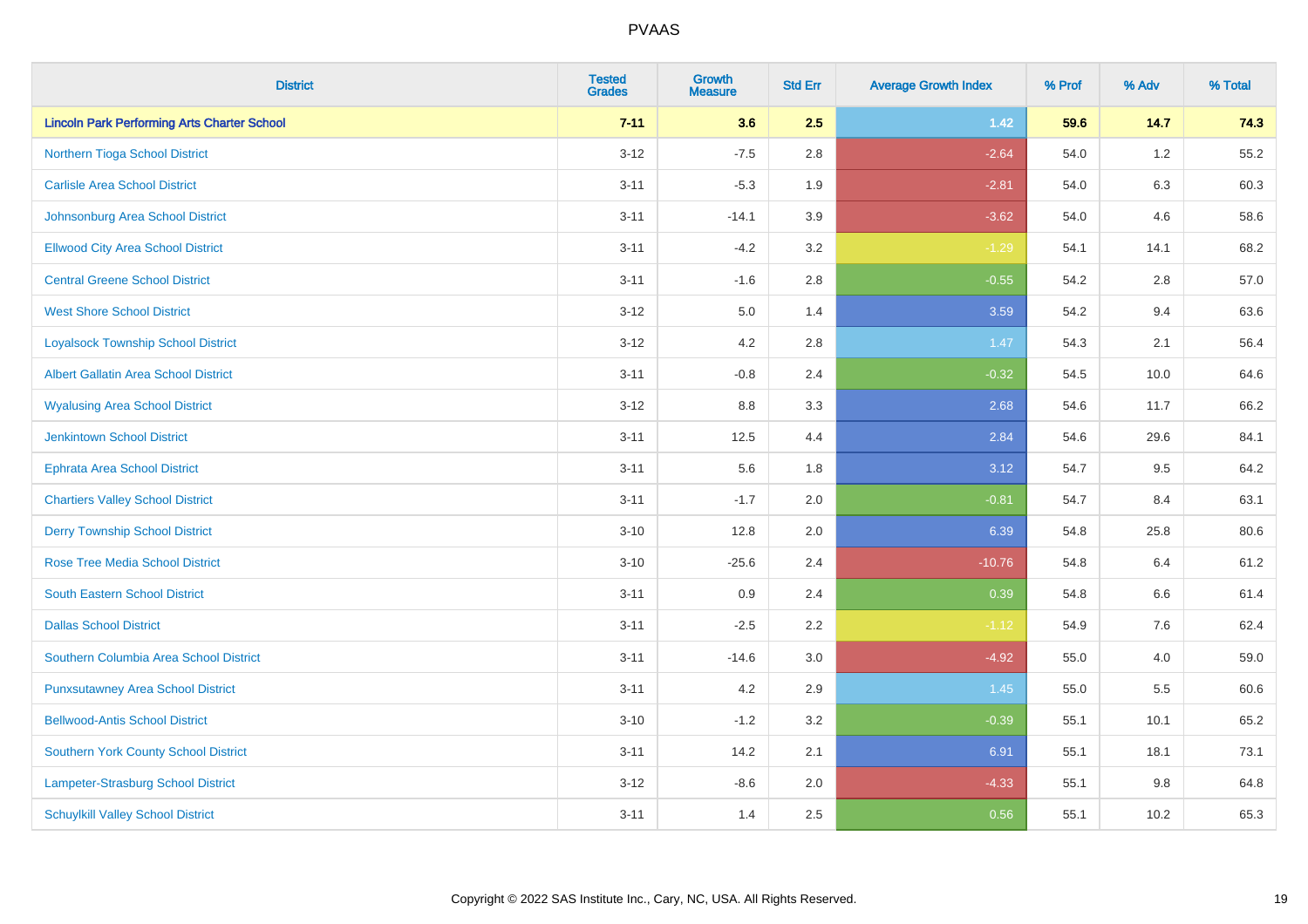| District | Tested Grades | Growth Measure | Std Err | Average Growth Index | % Prof | % Adv | % Total |
|---|---|---|---|---|---|---|---|
| **Lincoln Park Performing Arts Charter School** | **7-11** | **3.6** | **2.5** | **1.42** | **59.6** | **14.7** | **74.3** |
| Northern Tioga School District | 3-12 | -7.5 | 2.8 | -2.64 | 54.0 | 1.2 | 55.2 |
| Carlisle Area School District | 3-11 | -5.3 | 1.9 | -2.81 | 54.0 | 6.3 | 60.3 |
| Johnsonburg Area School District | 3-11 | -14.1 | 3.9 | -3.62 | 54.0 | 4.6 | 58.6 |
| Ellwood City Area School District | 3-11 | -4.2 | 3.2 | -1.29 | 54.1 | 14.1 | 68.2 |
| Central Greene School District | 3-11 | -1.6 | 2.8 | -0.55 | 54.2 | 2.8 | 57.0 |
| West Shore School District | 3-12 | 5.0 | 1.4 | 3.59 | 54.2 | 9.4 | 63.6 |
| Loyalsock Township School District | 3-12 | 4.2 | 2.8 | 1.47 | 54.3 | 2.1 | 56.4 |
| Albert Gallatin Area School District | 3-11 | -0.8 | 2.4 | -0.32 | 54.5 | 10.0 | 64.6 |
| Wyalusing Area School District | 3-12 | 8.8 | 3.3 | 2.68 | 54.6 | 11.7 | 66.2 |
| Jenkintown School District | 3-11 | 12.5 | 4.4 | 2.84 | 54.6 | 29.6 | 84.1 |
| Ephrata Area School District | 3-11 | 5.6 | 1.8 | 3.12 | 54.7 | 9.5 | 64.2 |
| Chartiers Valley School District | 3-11 | -1.7 | 2.0 | -0.81 | 54.7 | 8.4 | 63.1 |
| Derry Township School District | 3-10 | 12.8 | 2.0 | 6.39 | 54.8 | 25.8 | 80.6 |
| Rose Tree Media School District | 3-10 | -25.6 | 2.4 | -10.76 | 54.8 | 6.4 | 61.2 |
| South Eastern School District | 3-11 | 0.9 | 2.4 | 0.39 | 54.8 | 6.6 | 61.4 |
| Dallas School District | 3-11 | -2.5 | 2.2 | -1.12 | 54.9 | 7.6 | 62.4 |
| Southern Columbia Area School District | 3-11 | -14.6 | 3.0 | -4.92 | 55.0 | 4.0 | 59.0 |
| Punxsutawney Area School District | 3-11 | 4.2 | 2.9 | 1.45 | 55.0 | 5.5 | 60.6 |
| Bellwood-Antis School District | 3-10 | -1.2 | 3.2 | -0.39 | 55.1 | 10.1 | 65.2 |
| Southern York County School District | 3-11 | 14.2 | 2.1 | 6.91 | 55.1 | 18.1 | 73.1 |
| Lampeter-Strasburg School District | 3-12 | -8.6 | 2.0 | -4.33 | 55.1 | 9.8 | 64.8 |
| Schuylkill Valley School District | 3-11 | 1.4 | 2.5 | 0.56 | 55.1 | 10.2 | 65.3 |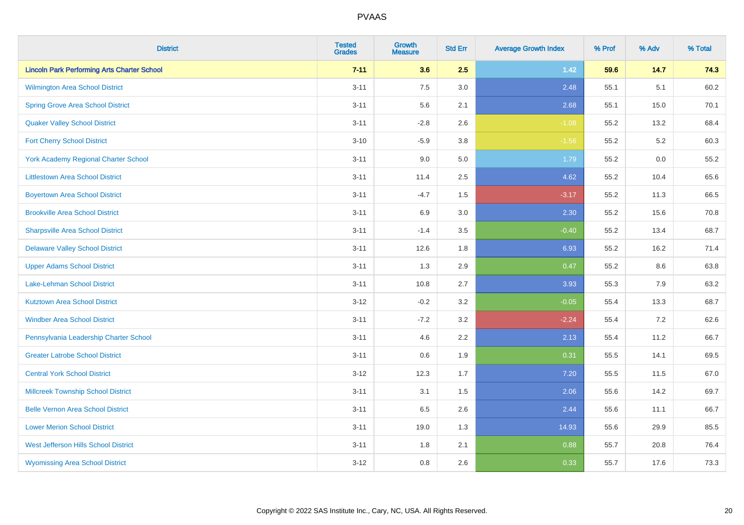# PVAAS

| District | Tested Grades | Growth Measure | Std Err | Average Growth Index | % Prof | % Adv | % Total |
|---|---|---|---|---|---|---|---|
| **Lincoln Park Performing Arts Charter School** | **7-11** | **3.6** | **2.5** | **1.42** | **59.6** | **14.7** | **74.3** |
| Wilmington Area School District | 3-11 | 7.5 | 3.0 | 2.48 | 55.1 | 5.1 | 60.2 |
| Spring Grove Area School District | 3-11 | 5.6 | 2.1 | 2.68 | 55.1 | 15.0 | 70.1 |
| Quaker Valley School District | 3-11 | -2.8 | 2.6 | -1.08 | 55.2 | 13.2 | 68.4 |
| Fort Cherry School District | 3-10 | -5.9 | 3.8 | -1.56 | 55.2 | 5.2 | 60.3 |
| York Academy Regional Charter School | 3-11 | 9.0 | 5.0 | 1.79 | 55.2 | 0.0 | 55.2 |
| Littlestown Area School District | 3-11 | 11.4 | 2.5 | 4.62 | 55.2 | 10.4 | 65.6 |
| Boyertown Area School District | 3-11 | -4.7 | 1.5 | -3.17 | 55.2 | 11.3 | 66.5 |
| Brookville Area School District | 3-11 | 6.9 | 3.0 | 2.30 | 55.2 | 15.6 | 70.8 |
| Sharpsville Area School District | 3-11 | -1.4 | 3.5 | -0.40 | 55.2 | 13.4 | 68.7 |
| Delaware Valley School District | 3-11 | 12.6 | 1.8 | 6.93 | 55.2 | 16.2 | 71.4 |
| Upper Adams School District | 3-11 | 1.3 | 2.9 | 0.47 | 55.2 | 8.6 | 63.8 |
| Lake-Lehman School District | 3-11 | 10.8 | 2.7 | 3.93 | 55.3 | 7.9 | 63.2 |
| Kutztown Area School District | 3-12 | -0.2 | 3.2 | -0.05 | 55.4 | 13.3 | 68.7 |
| Windber Area School District | 3-11 | -7.2 | 3.2 | -2.24 | 55.4 | 7.2 | 62.6 |
| Pennsylvania Leadership Charter School | 3-11 | 4.6 | 2.2 | 2.13 | 55.4 | 11.2 | 66.7 |
| Greater Latrobe School District | 3-11 | 0.6 | 1.9 | 0.31 | 55.5 | 14.1 | 69.5 |
| Central York School District | 3-12 | 12.3 | 1.7 | 7.20 | 55.5 | 11.5 | 67.0 |
| Millcreek Township School District | 3-11 | 3.1 | 1.5 | 2.06 | 55.6 | 14.2 | 69.7 |
| Belle Vernon Area School District | 3-11 | 6.5 | 2.6 | 2.44 | 55.6 | 11.1 | 66.7 |
| Lower Merion School District | 3-11 | 19.0 | 1.3 | 14.93 | 55.6 | 29.9 | 85.5 |
| West Jefferson Hills School District | 3-11 | 1.8 | 2.1 | 0.88 | 55.7 | 20.8 | 76.4 |
| Wyomissing Area School District | 3-12 | 0.8 | 2.6 | 0.33 | 55.7 | 17.6 | 73.3 |

Copyright © 2022 SAS Institute Inc., Cary, NC, USA. All Rights Reserved.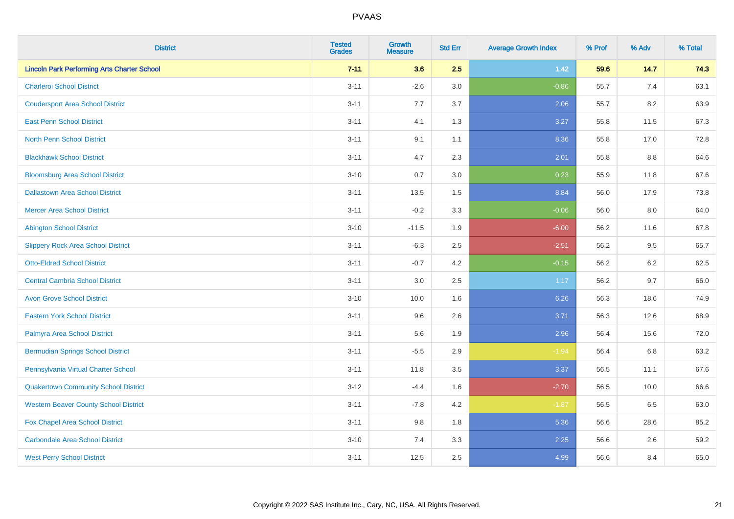# PVAAS

| District | Tested Grades | Growth Measure | Std Err | Average Growth Index | % Prof | % Adv | % Total |
|---|---|---|---|---|---|---|---|
| **Lincoln Park Performing Arts Charter School** | **7-11** | **3.6** | **2.5** | **1.42** | **59.6** | **14.7** | **74.3** |
| Charleroi School District | 3-11 | -2.6 | 3.0 | -0.86 | 55.7 | 7.4 | 63.1 |
| Coudersport Area School District | 3-11 | 7.7 | 3.7 | 2.06 | 55.7 | 8.2 | 63.9 |
| East Penn School District | 3-11 | 4.1 | 1.3 | 3.27 | 55.8 | 11.5 | 67.3 |
| North Penn School District | 3-11 | 9.1 | 1.1 | 8.36 | 55.8 | 17.0 | 72.8 |
| Blackhawk School District | 3-11 | 4.7 | 2.3 | 2.01 | 55.8 | 8.8 | 64.6 |
| Bloomsburg Area School District | 3-10 | 0.7 | 3.0 | 0.23 | 55.9 | 11.8 | 67.6 |
| Dallastown Area School District | 3-11 | 13.5 | 1.5 | 8.84 | 56.0 | 17.9 | 73.8 |
| Mercer Area School District | 3-11 | -0.2 | 3.3 | -0.06 | 56.0 | 8.0 | 64.0 |
| Abington School District | 3-10 | -11.5 | 1.9 | -6.00 | 56.2 | 11.6 | 67.8 |
| Slippery Rock Area School District | 3-11 | -6.3 | 2.5 | -2.51 | 56.2 | 9.5 | 65.7 |
| Otto-Eldred School District | 3-11 | -0.7 | 4.2 | -0.15 | 56.2 | 6.2 | 62.5 |
| Central Cambria School District | 3-11 | 3.0 | 2.5 | 1.17 | 56.2 | 9.7 | 66.0 |
| Avon Grove School District | 3-10 | 10.0 | 1.6 | 6.26 | 56.3 | 18.6 | 74.9 |
| Eastern York School District | 3-11 | 9.6 | 2.6 | 3.71 | 56.3 | 12.6 | 68.9 |
| Palmyra Area School District | 3-11 | 5.6 | 1.9 | 2.96 | 56.4 | 15.6 | 72.0 |
| Bermudian Springs School District | 3-11 | -5.5 | 2.9 | -1.94 | 56.4 | 6.8 | 63.2 |
| Pennsylvania Virtual Charter School | 3-11 | 11.8 | 3.5 | 3.37 | 56.5 | 11.1 | 67.6 |
| Quakertown Community School District | 3-12 | -4.4 | 1.6 | -2.70 | 56.5 | 10.0 | 66.6 |
| Western Beaver County School District | 3-11 | -7.8 | 4.2 | -1.87 | 56.5 | 6.5 | 63.0 |
| Fox Chapel Area School District | 3-11 | 9.8 | 1.8 | 5.36 | 56.6 | 28.6 | 85.2 |
| Carbondale Area School District | 3-10 | 7.4 | 3.3 | 2.25 | 56.6 | 2.6 | 59.2 |
| West Perry School District | 3-11 | 12.5 | 2.5 | 4.99 | 56.6 | 8.4 | 65.0 |

Copyright © 2022 SAS Institute Inc., Cary, NC, USA. All Rights Reserved.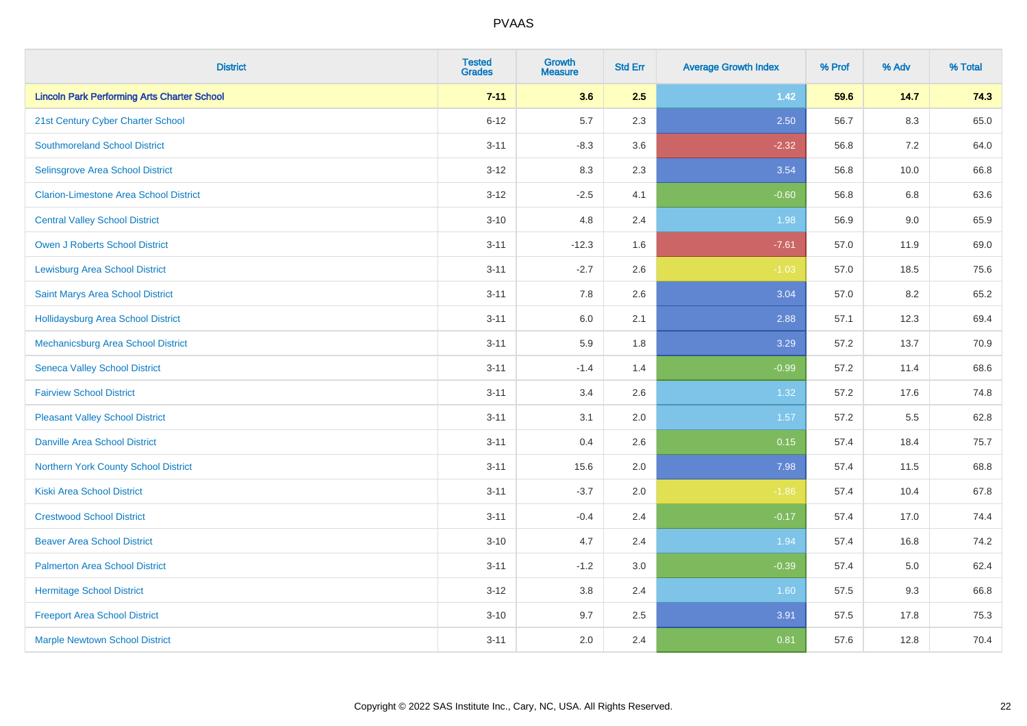| District | Tested Grades | Growth Measure | Std Err | Average Growth Index | % Prof | % Adv | % Total |
|---|---|---|---|---|---|---|---|
| **Lincoln Park Performing Arts Charter School** | **7-11** | **3.6** | **2.5** | **1.42** | **59.6** | **14.7** | **74.3** |
| 21st Century Cyber Charter School | 6-12 | 5.7 | 2.3 | 2.50 | 56.7 | 8.3 | 65.0 |
| Southmoreland School District | 3-11 | -8.3 | 3.6 | -2.32 | 56.8 | 7.2 | 64.0 |
| Selinsgrove Area School District | 3-12 | 8.3 | 2.3 | 3.54 | 56.8 | 10.0 | 66.8 |
| Clarion-Limestone Area School District | 3-12 | -2.5 | 4.1 | -0.60 | 56.8 | 6.8 | 63.6 |
| Central Valley School District | 3-10 | 4.8 | 2.4 | 1.98 | 56.9 | 9.0 | 65.9 |
| Owen J Roberts School District | 3-11 | -12.3 | 1.6 | -7.61 | 57.0 | 11.9 | 69.0 |
| Lewisburg Area School District | 3-11 | -2.7 | 2.6 | -1.03 | 57.0 | 18.5 | 75.6 |
| Saint Marys Area School District | 3-11 | 7.8 | 2.6 | 3.04 | 57.0 | 8.2 | 65.2 |
| Hollidaysburg Area School District | 3-11 | 6.0 | 2.1 | 2.88 | 57.1 | 12.3 | 69.4 |
| Mechanicsburg Area School District | 3-11 | 5.9 | 1.8 | 3.29 | 57.2 | 13.7 | 70.9 |
| Seneca Valley School District | 3-11 | -1.4 | 1.4 | -0.99 | 57.2 | 11.4 | 68.6 |
| Fairview School District | 3-11 | 3.4 | 2.6 | 1.32 | 57.2 | 17.6 | 74.8 |
| Pleasant Valley School District | 3-11 | 3.1 | 2.0 | 1.57 | 57.2 | 5.5 | 62.8 |
| Danville Area School District | 3-11 | 0.4 | 2.6 | 0.15 | 57.4 | 18.4 | 75.7 |
| Northern York County School District | 3-11 | 15.6 | 2.0 | 7.98 | 57.4 | 11.5 | 68.8 |
| Kiski Area School District | 3-11 | -3.7 | 2.0 | -1.86 | 57.4 | 10.4 | 67.8 |
| Crestwood School District | 3-11 | -0.4 | 2.4 | -0.17 | 57.4 | 17.0 | 74.4 |
| Beaver Area School District | 3-10 | 4.7 | 2.4 | 1.94 | 57.4 | 16.8 | 74.2 |
| Palmerton Area School District | 3-11 | -1.2 | 3.0 | -0.39 | 57.4 | 5.0 | 62.4 |
| Hermitage School District | 3-12 | 3.8 | 2.4 | 1.60 | 57.5 | 9.3 | 66.8 |
| Freeport Area School District | 3-10 | 9.7 | 2.5 | 3.91 | 57.5 | 17.8 | 75.3 |
| Marple Newtown School District | 3-11 | 2.0 | 2.4 | 0.81 | 57.6 | 12.8 | 70.4 |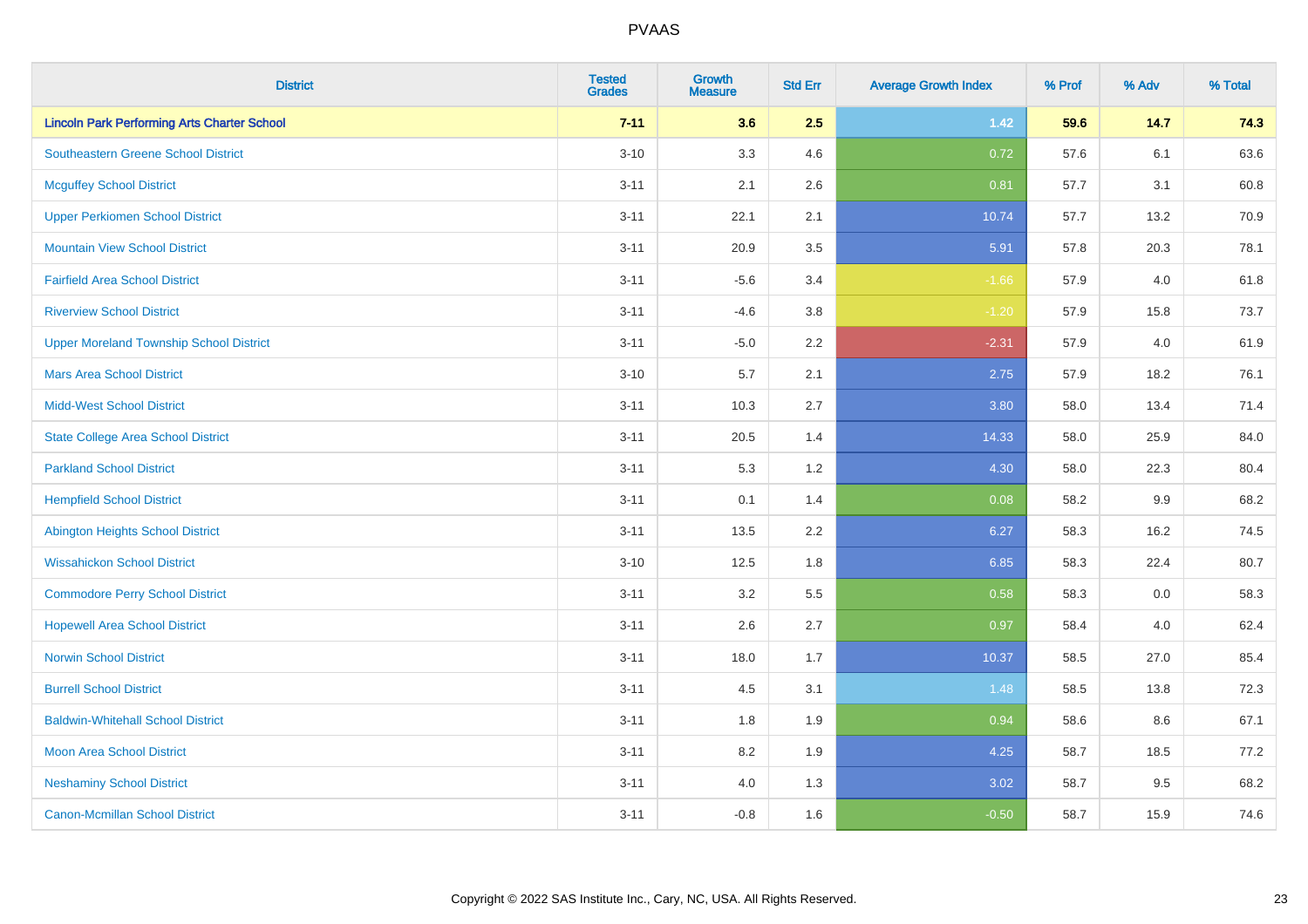# PVAAS

| District | Tested Grades | Growth Measure | Std Err | Average Growth Index | % Prof | % Adv | % Total |
|---|---|---|---|---|---|---|---|
| **Lincoln Park Performing Arts Charter School** | **7-11** | **3.6** | **2.5** | **1.42** | **59.6** | **14.7** | **74.3** |
| Southeastern Greene School District | 3-10 | 3.3 | 4.6 | 0.72 | 57.6 | 6.1 | 63.6 |
| Mcguffey School District | 3-11 | 2.1 | 2.6 | 0.81 | 57.7 | 3.1 | 60.8 |
| Upper Perkiomen School District | 3-11 | 22.1 | 2.1 | 10.74 | 57.7 | 13.2 | 70.9 |
| Mountain View School District | 3-11 | 20.9 | 3.5 | 5.91 | 57.8 | 20.3 | 78.1 |
| Fairfield Area School District | 3-11 | -5.6 | 3.4 | -1.66 | 57.9 | 4.0 | 61.8 |
| Riverview School District | 3-11 | -4.6 | 3.8 | -1.20 | 57.9 | 15.8 | 73.7 |
| Upper Moreland Township School District | 3-11 | -5.0 | 2.2 | -2.31 | 57.9 | 4.0 | 61.9 |
| Mars Area School District | 3-10 | 5.7 | 2.1 | 2.75 | 57.9 | 18.2 | 76.1 |
| Midd-West School District | 3-11 | 10.3 | 2.7 | 3.80 | 58.0 | 13.4 | 71.4 |
| State College Area School District | 3-11 | 20.5 | 1.4 | 14.33 | 58.0 | 25.9 | 84.0 |
| Parkland School District | 3-11 | 5.3 | 1.2 | 4.30 | 58.0 | 22.3 | 80.4 |
| Hempfield School District | 3-11 | 0.1 | 1.4 | 0.08 | 58.2 | 9.9 | 68.2 |
| Abington Heights School District | 3-11 | 13.5 | 2.2 | 6.27 | 58.3 | 16.2 | 74.5 |
| Wissahickon School District | 3-10 | 12.5 | 1.8 | 6.85 | 58.3 | 22.4 | 80.7 |
| Commodore Perry School District | 3-11 | 3.2 | 5.5 | 0.58 | 58.3 | 0.0 | 58.3 |
| Hopewell Area School District | 3-11 | 2.6 | 2.7 | 0.97 | 58.4 | 4.0 | 62.4 |
| Norwin School District | 3-11 | 18.0 | 1.7 | 10.37 | 58.5 | 27.0 | 85.4 |
| Burrell School District | 3-11 | 4.5 | 3.1 | 1.48 | 58.5 | 13.8 | 72.3 |
| Baldwin-Whitehall School District | 3-11 | 1.8 | 1.9 | 0.94 | 58.6 | 8.6 | 67.1 |
| Moon Area School District | 3-11 | 8.2 | 1.9 | 4.25 | 58.7 | 18.5 | 77.2 |
| Neshaminy School District | 3-11 | 4.0 | 1.3 | 3.02 | 58.7 | 9.5 | 68.2 |
| Canon-Mcmillan School District | 3-11 | -0.8 | 1.6 | -0.50 | 58.7 | 15.9 | 74.6 |

Copyright © 2022 SAS Institute Inc., Cary, NC, USA. All Rights Reserved.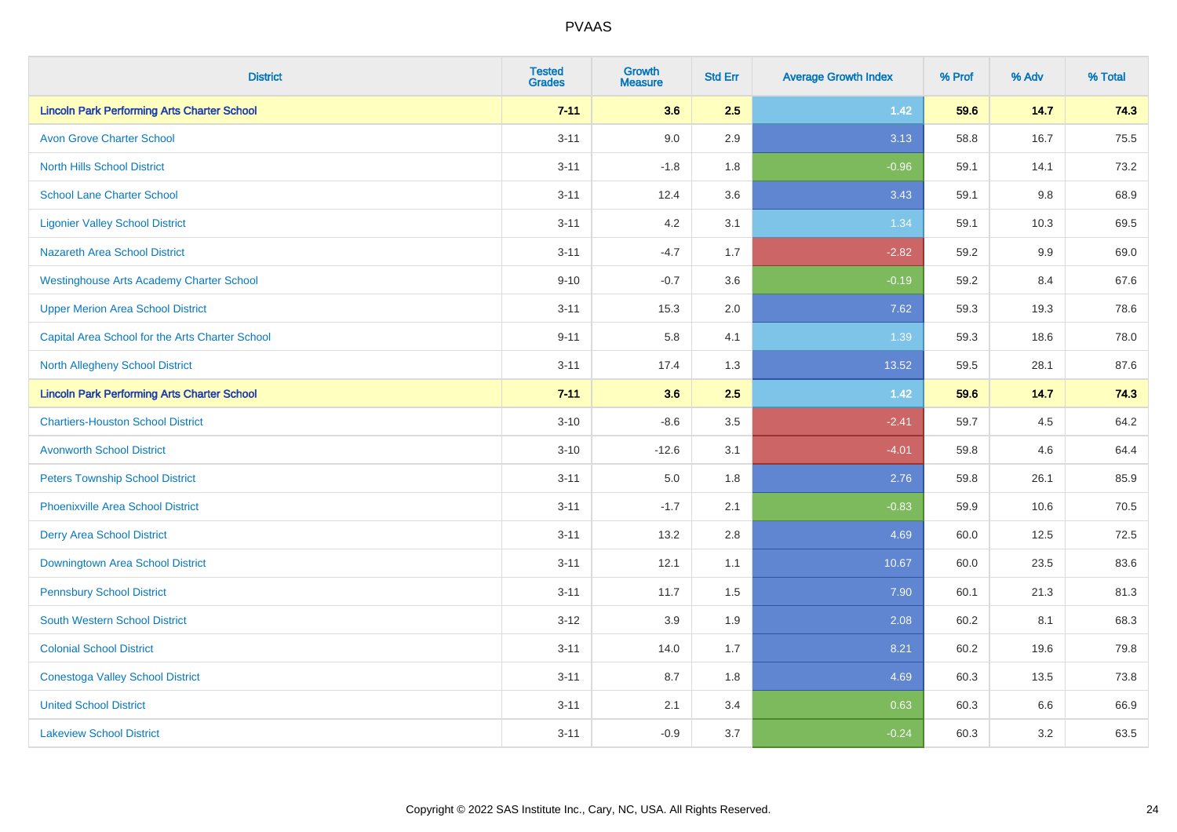| District | Tested Grades | Growth Measure | Std Err | Average Growth Index | % Prof | % Adv | % Total |
|---|---|---|---|---|---|---|---|
| **Lincoln Park Performing Arts Charter School** | **7-11** | **3.6** | **2.5** | **1.42** | **59.6** | **14.7** | **74.3** |
| Avon Grove Charter School | 3-11 | 9.0 | 2.9 | 3.13 | 58.8 | 16.7 | 75.5 |
| North Hills School District | 3-11 | -1.8 | 1.8 | -0.96 | 59.1 | 14.1 | 73.2 |
| School Lane Charter School | 3-11 | 12.4 | 3.6 | 3.43 | 59.1 | 9.8 | 68.9 |
| Ligonier Valley School District | 3-11 | 4.2 | 3.1 | 1.34 | 59.1 | 10.3 | 69.5 |
| Nazareth Area School District | 3-11 | -4.7 | 1.7 | -2.82 | 59.2 | 9.9 | 69.0 |
| Westinghouse Arts Academy Charter School | 9-10 | -0.7 | 3.6 | -0.19 | 59.2 | 8.4 | 67.6 |
| Upper Merion Area School District | 3-11 | 15.3 | 2.0 | 7.62 | 59.3 | 19.3 | 78.6 |
| Capital Area School for the Arts Charter School | 9-11 | 5.8 | 4.1 | 1.39 | 59.3 | 18.6 | 78.0 |
| North Allegheny School District | 3-11 | 17.4 | 1.3 | 13.52 | 59.5 | 28.1 | 87.6 |
| **Lincoln Park Performing Arts Charter School** | **7-11** | **3.6** | **2.5** | **1.42** | **59.6** | **14.7** | **74.3** |
| Chartiers-Houston School District | 3-10 | -8.6 | 3.5 | -2.41 | 59.7 | 4.5 | 64.2 |
| Avonworth School District | 3-10 | -12.6 | 3.1 | -4.01 | 59.8 | 4.6 | 64.4 |
| Peters Township School District | 3-11 | 5.0 | 1.8 | 2.76 | 59.8 | 26.1 | 85.9 |
| Phoenixville Area School District | 3-11 | -1.7 | 2.1 | -0.83 | 59.9 | 10.6 | 70.5 |
| Derry Area School District | 3-11 | 13.2 | 2.8 | 4.69 | 60.0 | 12.5 | 72.5 |
| Downingtown Area School District | 3-11 | 12.1 | 1.1 | 10.67 | 60.0 | 23.5 | 83.6 |
| Pennsbury School District | 3-11 | 11.7 | 1.5 | 7.90 | 60.1 | 21.3 | 81.3 |
| South Western School District | 3-12 | 3.9 | 1.9 | 2.08 | 60.2 | 8.1 | 68.3 |
| Colonial School District | 3-11 | 14.0 | 1.7 | 8.21 | 60.2 | 19.6 | 79.8 |
| Conestoga Valley School District | 3-11 | 8.7 | 1.8 | 4.69 | 60.3 | 13.5 | 73.8 |
| United School District | 3-11 | 2.1 | 3.4 | 0.63 | 60.3 | 6.6 | 66.9 |
| Lakeview School District | 3-11 | -0.9 | 3.7 | -0.24 | 60.3 | 3.2 | 63.5 |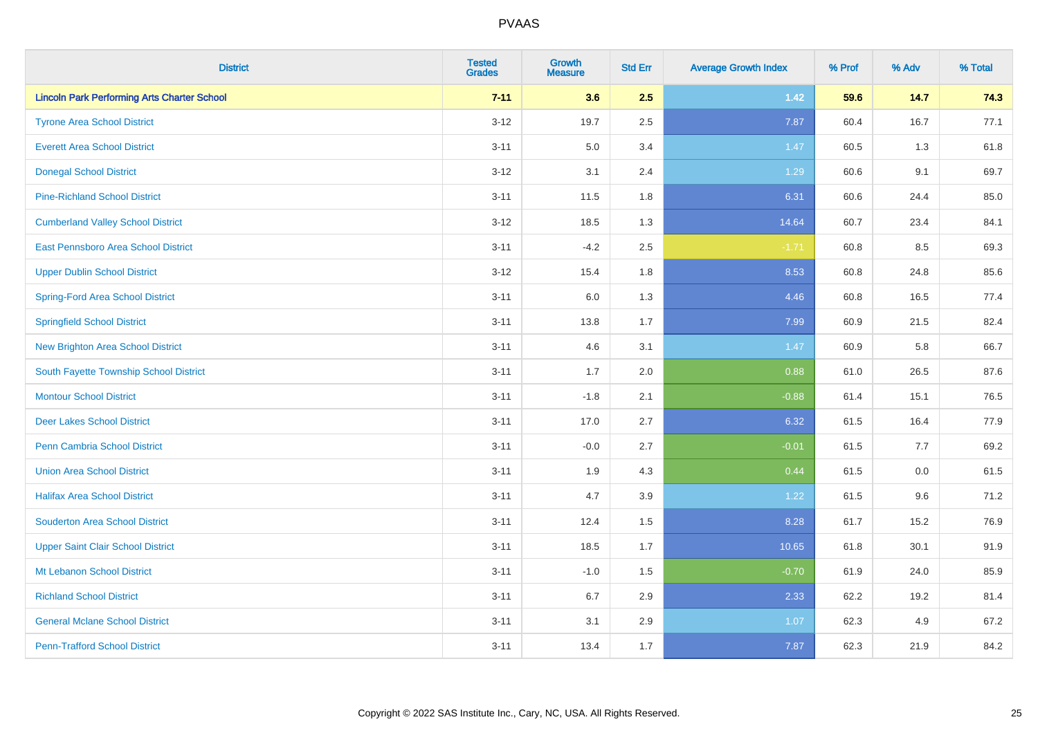| District | Tested Grades | Growth Measure | Std Err | Average Growth Index | % Prof | % Adv | % Total |
|---|---|---|---|---|---|---|---|
| **Lincoln Park Performing Arts Charter School** | **7-11** | **3.6** | **2.5** | **1.42** | **59.6** | **14.7** | **74.3** |
| Tyrone Area School District | 3-12 | 19.7 | 2.5 | 7.87 | 60.4 | 16.7 | 77.1 |
| Everett Area School District | 3-11 | 5.0 | 3.4 | 1.47 | 60.5 | 1.3 | 61.8 |
| Donegal School District | 3-12 | 3.1 | 2.4 | 1.29 | 60.6 | 9.1 | 69.7 |
| Pine-Richland School District | 3-11 | 11.5 | 1.8 | 6.31 | 60.6 | 24.4 | 85.0 |
| Cumberland Valley School District | 3-12 | 18.5 | 1.3 | 14.64 | 60.7 | 23.4 | 84.1 |
| East Pennsboro Area School District | 3-11 | -4.2 | 2.5 | -1.71 | 60.8 | 8.5 | 69.3 |
| Upper Dublin School District | 3-12 | 15.4 | 1.8 | 8.53 | 60.8 | 24.8 | 85.6 |
| Spring-Ford Area School District | 3-11 | 6.0 | 1.3 | 4.46 | 60.8 | 16.5 | 77.4 |
| Springfield School District | 3-11 | 13.8 | 1.7 | 7.99 | 60.9 | 21.5 | 82.4 |
| New Brighton Area School District | 3-11 | 4.6 | 3.1 | 1.47 | 60.9 | 5.8 | 66.7 |
| South Fayette Township School District | 3-11 | 1.7 | 2.0 | 0.88 | 61.0 | 26.5 | 87.6 |
| Montour School District | 3-11 | -1.8 | 2.1 | -0.88 | 61.4 | 15.1 | 76.5 |
| Deer Lakes School District | 3-11 | 17.0 | 2.7 | 6.32 | 61.5 | 16.4 | 77.9 |
| Penn Cambria School District | 3-11 | -0.0 | 2.7 | -0.01 | 61.5 | 7.7 | 69.2 |
| Union Area School District | 3-11 | 1.9 | 4.3 | 0.44 | 61.5 | 0.0 | 61.5 |
| Halifax Area School District | 3-11 | 4.7 | 3.9 | 1.22 | 61.5 | 9.6 | 71.2 |
| Souderton Area School District | 3-11 | 12.4 | 1.5 | 8.28 | 61.7 | 15.2 | 76.9 |
| Upper Saint Clair School District | 3-11 | 18.5 | 1.7 | 10.65 | 61.8 | 30.1 | 91.9 |
| Mt Lebanon School District | 3-11 | -1.0 | 1.5 | -0.70 | 61.9 | 24.0 | 85.9 |
| Richland School District | 3-11 | 6.7 | 2.9 | 2.33 | 62.2 | 19.2 | 81.4 |
| General Mclane School District | 3-11 | 3.1 | 2.9 | 1.07 | 62.3 | 4.9 | 67.2 |
| Penn-Trafford School District | 3-11 | 13.4 | 1.7 | 7.87 | 62.3 | 21.9 | 84.2 |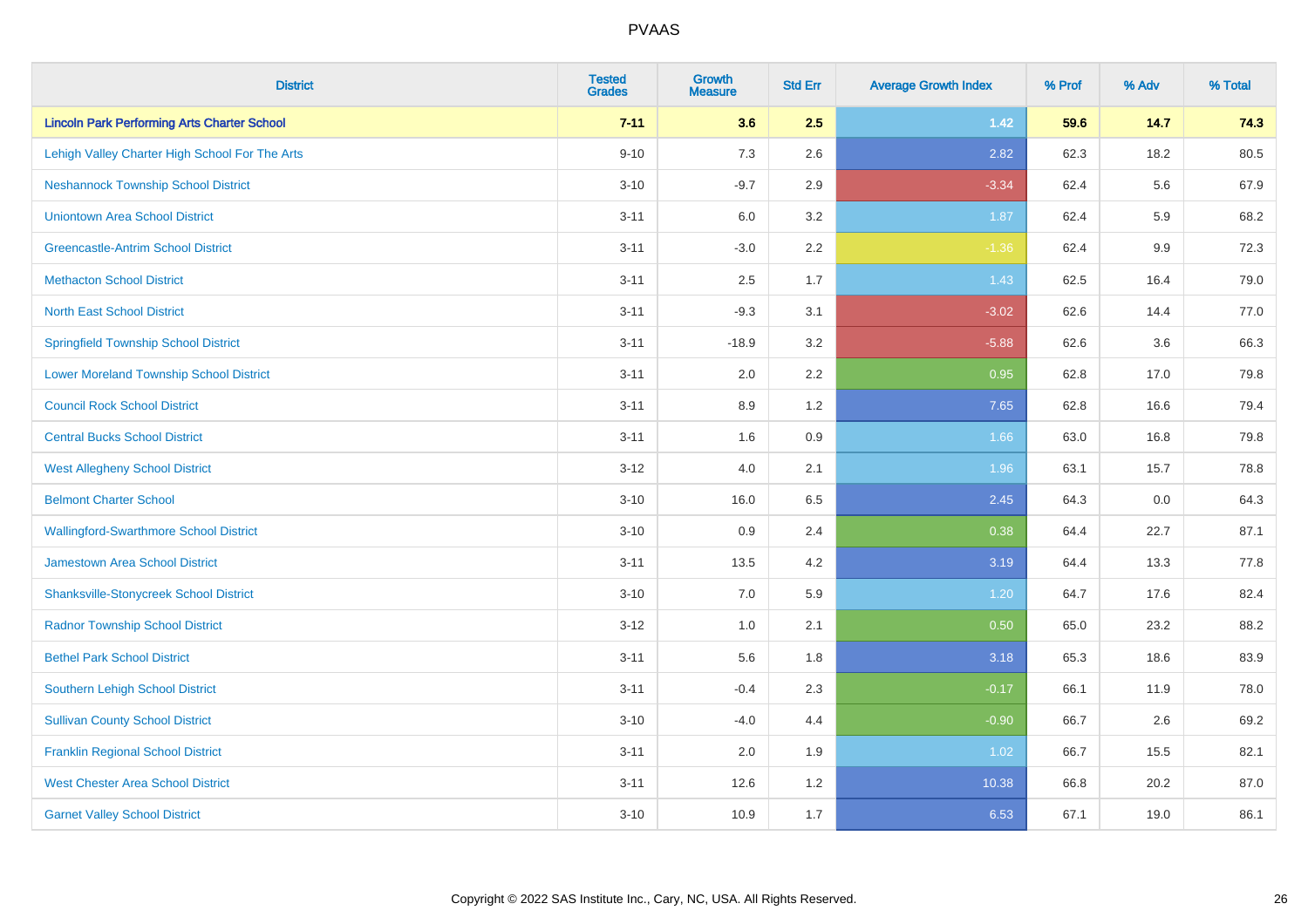# PVAAS

| District | Tested Grades | Growth Measure | Std Err | Average Growth Index | % Prof | % Adv | % Total |
|---|---|---|---|---|---|---|---|
| **Lincoln Park Performing Arts Charter School** | **7-11** | **3.6** | **2.5** | **1.42** | **59.6** | **14.7** | **74.3** |
| Lehigh Valley Charter High School For The Arts | 9-10 | 7.3 | 2.6 | 2.82 | 62.3 | 18.2 | 80.5 |
| Neshannock Township School District | 3-10 | -9.7 | 2.9 | -3.34 | 62.4 | 5.6 | 67.9 |
| Uniontown Area School District | 3-11 | 6.0 | 3.2 | 1.87 | 62.4 | 5.9 | 68.2 |
| Greencastle-Antrim School District | 3-11 | -3.0 | 2.2 | -1.36 | 62.4 | 9.9 | 72.3 |
| Methacton School District | 3-11 | 2.5 | 1.7 | 1.43 | 62.5 | 16.4 | 79.0 |
| North East School District | 3-11 | -9.3 | 3.1 | -3.02 | 62.6 | 14.4 | 77.0 |
| Springfield Township School District | 3-11 | -18.9 | 3.2 | -5.88 | 62.6 | 3.6 | 66.3 |
| Lower Moreland Township School District | 3-11 | 2.0 | 2.2 | 0.95 | 62.8 | 17.0 | 79.8 |
| Council Rock School District | 3-11 | 8.9 | 1.2 | 7.65 | 62.8 | 16.6 | 79.4 |
| Central Bucks School District | 3-11 | 1.6 | 0.9 | 1.66 | 63.0 | 16.8 | 79.8 |
| West Allegheny School District | 3-12 | 4.0 | 2.1 | 1.96 | 63.1 | 15.7 | 78.8 |
| Belmont Charter School | 3-10 | 16.0 | 6.5 | 2.45 | 64.3 | 0.0 | 64.3 |
| Wallingford-Swarthmore School District | 3-10 | 0.9 | 2.4 | 0.38 | 64.4 | 22.7 | 87.1 |
| Jamestown Area School District | 3-11 | 13.5 | 4.2 | 3.19 | 64.4 | 13.3 | 77.8 |
| Shanksville-Stonycreek School District | 3-10 | 7.0 | 5.9 | 1.20 | 64.7 | 17.6 | 82.4 |
| Radnor Township School District | 3-12 | 1.0 | 2.1 | 0.50 | 65.0 | 23.2 | 88.2 |
| Bethel Park School District | 3-11 | 5.6 | 1.8 | 3.18 | 65.3 | 18.6 | 83.9 |
| Southern Lehigh School District | 3-11 | -0.4 | 2.3 | -0.17 | 66.1 | 11.9 | 78.0 |
| Sullivan County School District | 3-10 | -4.0 | 4.4 | -0.90 | 66.7 | 2.6 | 69.2 |
| Franklin Regional School District | 3-11 | 2.0 | 1.9 | 1.02 | 66.7 | 15.5 | 82.1 |
| West Chester Area School District | 3-11 | 12.6 | 1.2 | 10.38 | 66.8 | 20.2 | 87.0 |
| Garnet Valley School District | 3-10 | 10.9 | 1.7 | 6.53 | 67.1 | 19.0 | 86.1 |

Copyright © 2022 SAS Institute Inc., Cary, NC, USA. All Rights Reserved.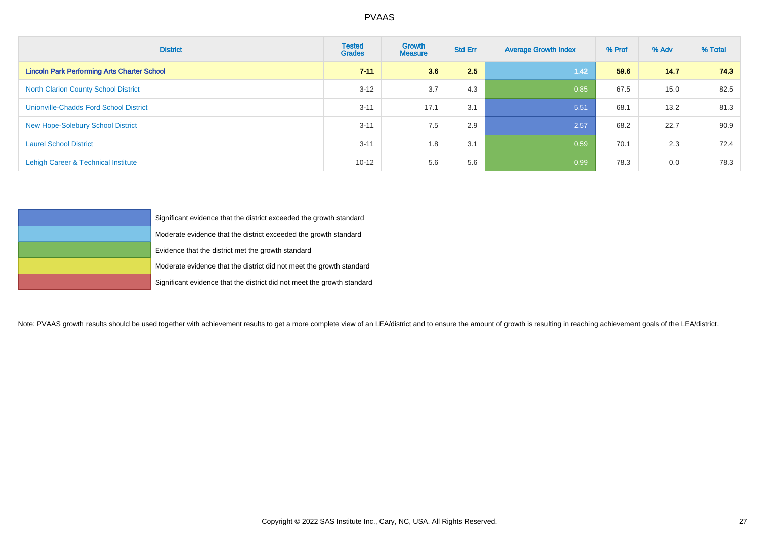# PVAAS

| District | Tested Grades | Growth Measure | Std Err | Average Growth Index | % Prof | % Adv | % Total |
|---|---|---|---|---|---|---|---|
| **Lincoln Park Performing Arts Charter School** | **7-11** | **3.6** | **2.5** | **1.42** | **59.6** | **14.7** | **74.3** |
| North Clarion County School District | 3-12 | 3.7 | 4.3 | 0.85 | 67.5 | 15.0 | 82.5 |
| Unionville-Chadds Ford School District | 3-11 | 17.1 | 3.1 | 5.51 | 68.1 | 13.2 | 81.3 |
| New Hope-Solebury School District | 3-11 | 7.5 | 2.9 | 2.57 | 68.2 | 22.7 | 90.9 |
| Laurel School District | 3-11 | 1.8 | 3.1 | 0.59 | 70.1 | 2.3 | 72.4 |
| Lehigh Career & Technical Institute | 10-12 | 5.6 | 5.6 | 0.99 | 78.3 | 0.0 | 78.3 |

Significant evidence that the district exceeded the growth standard

Moderate evidence that the district exceeded the growth standard

Evidence that the district met the growth standard

Moderate evidence that the district did not meet the growth standard

Significant evidence that the district did not meet the growth standard

Note: PVAAS growth results should be used together with achievement results to get a more complete view of an LEA/district and to ensure the amount of growth is resulting in reaching achievement goals of the LEA/district.

Copyright © 2022 SAS Institute Inc., Cary, NC, USA. All Rights Reserved.